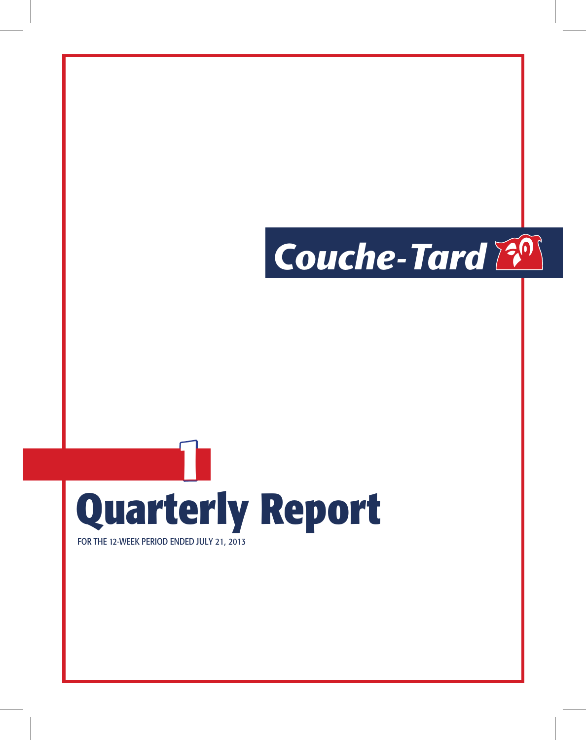Couche-Tard

1

# Quarterly Report

FOR THE 12-WEEK PERIOD ENDED JULY 21, 2013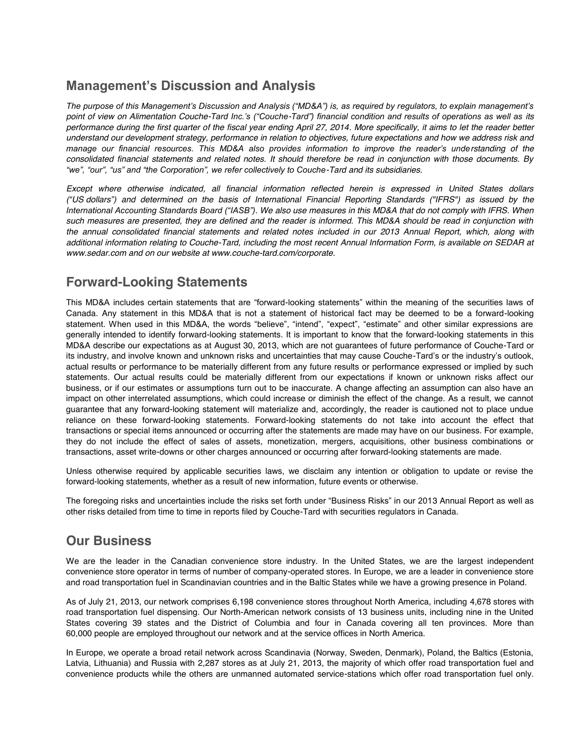## Management's Discussion and Analysis

*The purpose of this Management's Discussion and Analysis ("MD&A") is, as required by regulators, to explain management's point of view on Alimentation Couche-Tard Inc.'s ("Couche-Tard") financial condition and results of operations as well as its performance during the first quarter of the fiscal year ending April 27, 2014. More specifically, it aims to let the reader better understand our development strategy, performance in relation to objectives, future expectations and how we address risk and manage our financial resources. This MD&A also provides information to improve the reader's understanding of the consolidated financial statements and related notes. It should therefore be read in conjunction with those documents. By "we", "our", "us" and "the Corporation", we refer collectively to Couche-Tard and its subsidiaries.*

*Except where otherwise indicated, all financial information reflected herein is expressed in United States dollars ("US dollars") and determined on the basis of International Financial Reporting Standards ("IFRS") as issued by the International Accounting Standards Board ("IASB"). We also use measures in this MD&A that do not comply with IFRS. When such measures are presented, they are defined and the reader is informed. This MD&A should be read in conjunction with the annual consolidated financial statements and related notes included in our 2013 Annual Report, which, along with additional information relating to Couche-Tard, including the most recent Annual Information Form, is available on SEDAR at www.sedar.com and on our website at www.couche-tard.com/corporate.*

## Forward-Looking Statements

This MD&A includes certain statements that are "forward-looking statements" within the meaning of the securities laws of Canada. Any statement in this MD&A that is not a statement of historical fact may be deemed to be a forward-looking statement. When used in this MD&A, the words "believe", "intend", "expect", "estimate" and other similar expressions are generally intended to identify forward-looking statements. It is important to know that the forward-looking statements in this MD&A describe our expectations as at August 30, 2013, which are not guarantees of future performance of Couche-Tard or its industry, and involve known and unknown risks and uncertainties that may cause Couche-Tard's or the industry's outlook, actual results or performance to be materially different from any future results or performance expressed or implied by such statements. Our actual results could be materially different from our expectations if known or unknown risks affect our business, or if our estimates or assumptions turn out to be inaccurate. A change affecting an assumption can also have an impact on other interrelated assumptions, which could increase or diminish the effect of the change. As a result, we cannot guarantee that any forward-looking statement will materialize and, accordingly, the reader is cautioned not to place undue reliance on these forward-looking statements. Forward-looking statements do not take into account the effect that transactions or special items announced or occurring after the statements are made may have on our business. For example, they do not include the effect of sales of assets, monetization, mergers, acquisitions, other business combinations or transactions, asset write-downs or other charges announced or occurring after forward-looking statements are made.

Unless otherwise required by applicable securities laws, we disclaim any intention or obligation to update or revise the forward-looking statements, whether as a result of new information, future events or otherwise.

The foregoing risks and uncertainties include the risks set forth under "Business Risks" in our 2013 Annual Report as well as other risks detailed from time to time in reports filed by Couche-Tard with securities regulators in Canada.

## Our Business

We are the leader in the Canadian convenience store industry. In the United States, we are the largest independent convenience store operator in terms of number of company-operated stores. In Europe, we are a leader in convenience store and road transportation fuel in Scandinavian countries and in the Baltic States while we have a growing presence in Poland.

As of July 21, 2013, our network comprises 6,198 convenience stores throughout North America, including 4,678 stores with road transportation fuel dispensing. Our North-American network consists of 13 business units, including nine in the United States covering 39 states and the District of Columbia and four in Canada covering all ten provinces. More than 60,000 people are employed throughout our network and at the service offices in North America.

In Europe, we operate a broad retail network across Scandinavia (Norway, Sweden, Denmark), Poland, the Baltics (Estonia, Latvia, Lithuania) and Russia with 2,287 stores as at July 21, 2013, the majority of which offer road transportation fuel and convenience products while the others are unmanned automated service-stations which offer road transportation fuel only.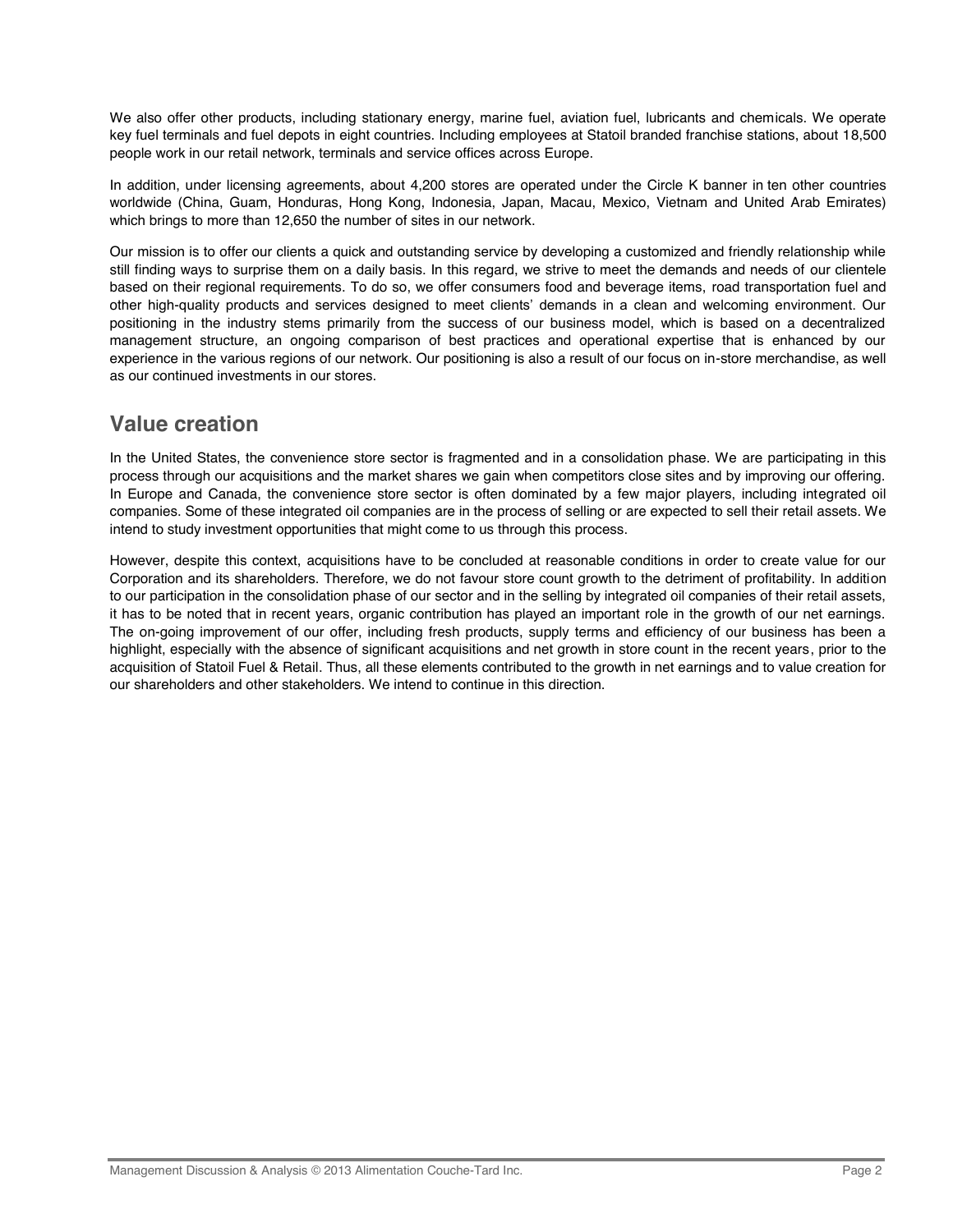We also offer other products, including stationary energy, marine fuel, aviation fuel, lubricants and chemicals. We operate key fuel terminals and fuel depots in eight countries. Including employees at Statoil branded franchise stations, about 18,500 people work in our retail network, terminals and service offices across Europe.

In addition, under licensing agreements, about 4,200 stores are operated under the Circle K banner in ten other countries worldwide (China, Guam, Honduras, Hong Kong, Indonesia, Japan, Macau, Mexico, Vietnam and United Arab Emirates) which brings to more than 12,650 the number of sites in our network.

Our mission is to offer our clients a quick and outstanding service by developing a customized and friendly relationship while still finding ways to surprise them on a daily basis. In this regard, we strive to meet the demands and needs of our clientele based on their regional requirements. To do so, we offer consumers food and beverage items, road transportation fuel and other high-quality products and services designed to meet clients' demands in a clean and welcoming environment. Our positioning in the industry stems primarily from the success of our business model, which is based on a decentralized management structure, an ongoing comparison of best practices and operational expertise that is enhanced by our experience in the various regions of our network. Our positioning is also a result of our focus on in-store merchandise, as well as our continued investments in our stores.

## Value creation

In the United States, the convenience store sector is fragmented and in a consolidation phase. We are participating in this process through our acquisitions and the market shares we gain when competitors close sites and by improving our offering. In Europe and Canada, the convenience store sector is often dominated by a few major players, including integrated oil companies. Some of these integrated oil companies are in the process of selling or are expected to sell their retail assets. We intend to study investment opportunities that might come to us through this process.

However, despite this context, acquisitions have to be concluded at reasonable conditions in order to create value for our Corporation and its shareholders. Therefore, we do not favour store count growth to the detriment of profitability. In addition to our participation in the consolidation phase of our sector and in the selling by integrated oil companies of their retail assets, it has to be noted that in recent years, organic contribution has played an important role in the growth of our net earnings. The on-going improvement of our offer, including fresh products, supply terms and efficiency of our business has been a highlight, especially with the absence of significant acquisitions and net growth in store count in the recent years, prior to the acquisition of Statoil Fuel & Retail. Thus, all these elements contributed to the growth in net earnings and to value creation for our shareholders and other stakeholders. We intend to continue in this direction.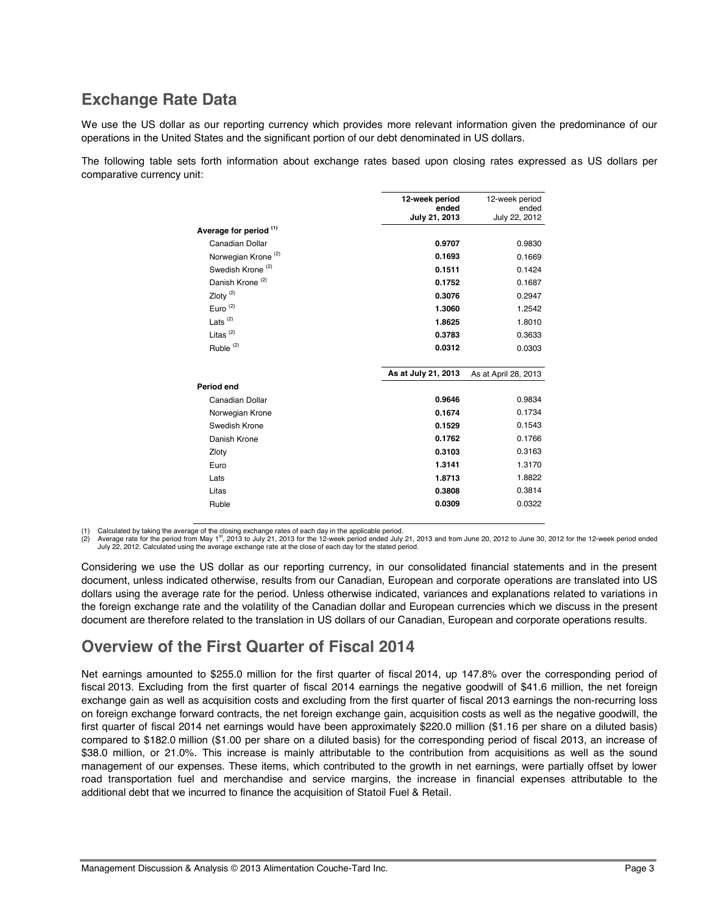## Exchange Rate Data

We use the US dollar as our reporting currency which provides more relevant information given the predominance of our operations in the United States and the significant portion of our debt denominated in US dollars.

The following table sets forth information about exchange rates based upon closing rates expressed as US dollars per comparative currency unit:

| | **12-week period ended July 21, 2013** | 12-week period ended July 22, 2012 |
|---|---|---|
| **Average for period** [(1)] | | |
| Canadian Dollar | **0.9707** | 0.9830 |
| Norwegian Krone [(2)] | **0.1693** | 0.1669 |
| Swedish Krone [(2)] | **0.1511** | 0.1424 |
| Danish Krone [(2)] | **0.1752** | 0.1687 |
| Zloty [(2)] | **0.3076** | 0.2947 |
| Euro [(2)] | **1.3060** | 1.2542 |
| Lats [(2)] | **1.8625** | 1.8010 |
| Litas [(2)] | **0.3783** | 0.3633 |
| Ruble [(2)] | **0.0312** | 0.0303 |
| | **As at July 21, 2013** | As at April 28, 2013 |
| **Period end** | | |
| Canadian Dollar | **0.9646** | 0.9834 |
| Norwegian Krone | **0.1674** | 0.1734 |
| Swedish Krone | **0.1529** | 0.1543 |
| Danish Krone | **0.1762** | 0.1766 |
| Zloty | **0.3103** | 0.3163 |
| Euro | **1.3141** | 1.3170 |
| Lats | **1.8713** | 1.8822 |
| Litas | **0.3808** | 0.3814 |
| Ruble | **0.0309** | 0.0322 |

(1) Calculated by taking the average of the closing exchange rates of each day in the applicable period.
(2) Average rate for the period from May 1st, 2013 to July 21, 2013 for the 12-week period ended July 21, 2013 and from June 20, 2012 to June 30, 2012 for the 12-week period ended July 22, 2012. Calculated using the average exchange rate at the close of each day for the stated period.

Considering we use the US dollar as our reporting currency, in our consolidated financial statements and in the present document, unless indicated otherwise, results from our Canadian, European and corporate operations are translated into US dollars using the average rate for the period. Unless otherwise indicated, variances and explanations related to variations in the foreign exchange rate and the volatility of the Canadian dollar and European currencies which we discuss in the present document are therefore related to the translation in US dollars of our Canadian, European and corporate operations results.

## Overview of the First Quarter of Fiscal 2014

Net earnings amounted to $255.0 million for the first quarter of fiscal 2014, up 147.8% over the corresponding period of fiscal 2013. Excluding from the first quarter of fiscal 2014 earnings the negative goodwill of $41.6 million, the net foreign exchange gain as well as acquisition costs and excluding from the first quarter of fiscal 2013 earnings the non-recurring loss on foreign exchange forward contracts, the net foreign exchange gain, acquisition costs as well as the negative goodwill, the first quarter of fiscal 2014 net earnings would have been approximately $220.0 million ($1.16 per share on a diluted basis) compared to $182.0 million ($1.00 per share on a diluted basis) for the corresponding period of fiscal 2013, an increase of $38.0 million, or 21.0%. This increase is mainly attributable to the contribution from acquisitions as well as the sound management of our expenses. These items, which contributed to the growth in net earnings, were partially offset by lower road transportation fuel and merchandise and service margins, the increase in financial expenses attributable to the additional debt that we incurred to finance the acquisition of Statoil Fuel & Retail.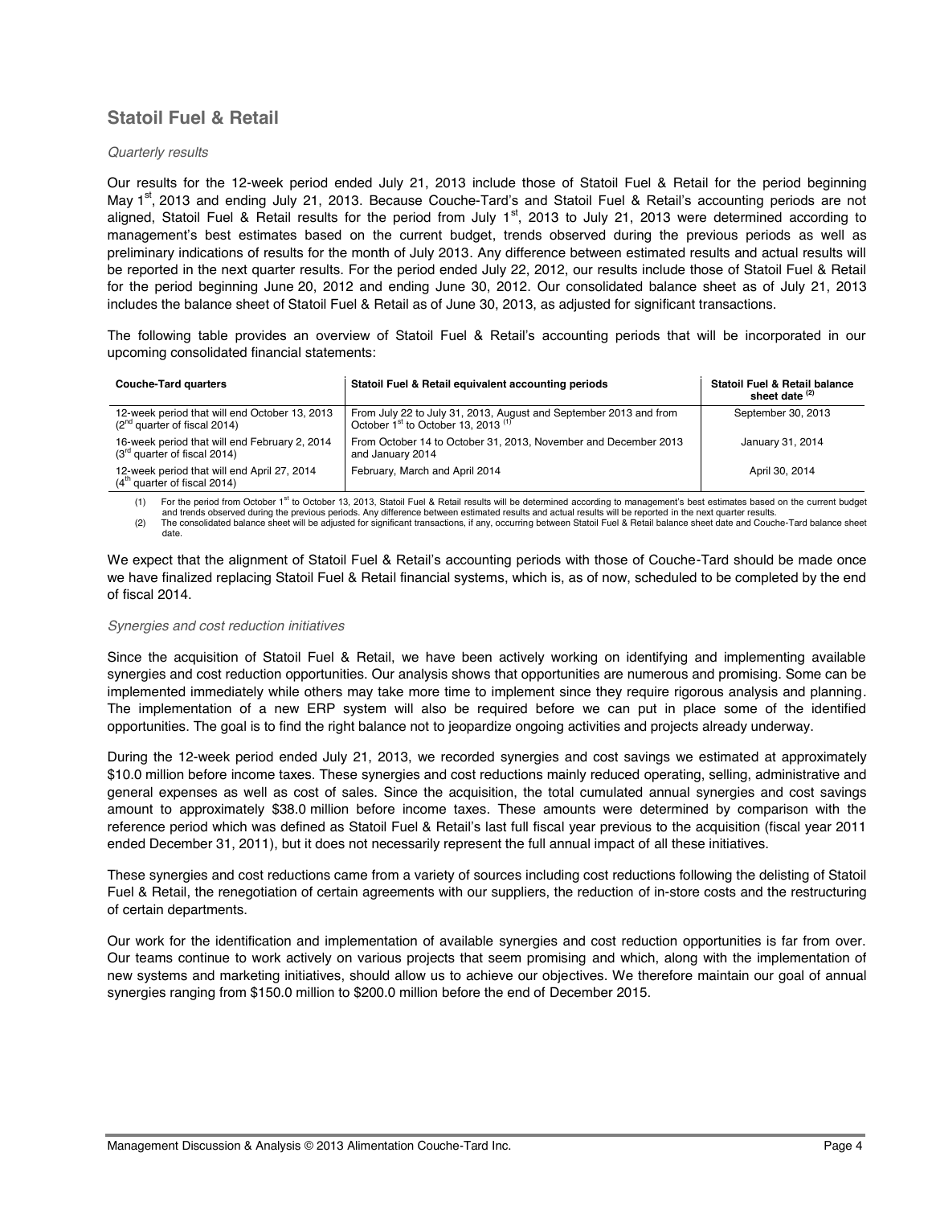## Statoil Fuel & Retail

*Quarterly results*

Our results for the 12-week period ended July 21, 2013 include those of Statoil Fuel & Retail for the period beginning May 1st, 2013 and ending July 21, 2013. Because Couche-Tard's and Statoil Fuel & Retail's accounting periods are not aligned, Statoil Fuel & Retail results for the period from July 1st, 2013 to July 21, 2013 were determined according to management's best estimates based on the current budget, trends observed during the previous periods as well as preliminary indications of results for the month of July 2013. Any difference between estimated results and actual results will be reported in the next quarter results. For the period ended July 22, 2012, our results include those of Statoil Fuel & Retail for the period beginning June 20, 2012 and ending June 30, 2012. Our consolidated balance sheet as of July 21, 2013 includes the balance sheet of Statoil Fuel & Retail as of June 30, 2013, as adjusted for significant transactions.

The following table provides an overview of Statoil Fuel & Retail's accounting periods that will be incorporated in our upcoming consolidated financial statements:

| Couche-Tard quarters | Statoil Fuel & Retail equivalent accounting periods | Statoil Fuel & Retail balance sheet date (2) |
|---|---|---|
| 12-week period that will end October 13, 2013 (2nd quarter of fiscal 2014) | From July 22 to July 31, 2013, August and September 2013 and from October 1st to October 13, 2013 (1) | September 30, 2013 |
| 16-week period that will end February 2, 2014 (3rd quarter of fiscal 2014) | From October 14 to October 31, 2013, November and December 2013 and January 2014 | January 31, 2014 |
| 12-week period that will end April 27, 2014 (4th quarter of fiscal 2014) | February, March and April 2014 | April 30, 2014 |

(1) For the period from October 1st to October 13, 2013, Statoil Fuel & Retail results will be determined according to management's best estimates based on the current budget and trends observed during the previous periods. Any difference between estimated results and actual results will be reported in the next quarter results.

(2) The consolidated balance sheet will be adjusted for significant transactions, if any, occurring between Statoil Fuel & Retail balance sheet date and Couche-Tard balance sheet date.

We expect that the alignment of Statoil Fuel & Retail's accounting periods with those of Couche-Tard should be made once we have finalized replacing Statoil Fuel & Retail financial systems, which is, as of now, scheduled to be completed by the end of fiscal 2014.

*Synergies and cost reduction initiatives*

Since the acquisition of Statoil Fuel & Retail, we have been actively working on identifying and implementing available synergies and cost reduction opportunities. Our analysis shows that opportunities are numerous and promising. Some can be implemented immediately while others may take more time to implement since they require rigorous analysis and planning. The implementation of a new ERP system will also be required before we can put in place some of the identified opportunities. The goal is to find the right balance not to jeopardize ongoing activities and projects already underway.

During the 12-week period ended July 21, 2013, we recorded synergies and cost savings we estimated at approximately $10.0 million before income taxes. These synergies and cost reductions mainly reduced operating, selling, administrative and general expenses as well as cost of sales. Since the acquisition, the total cumulated annual synergies and cost savings amount to approximately $38.0 million before income taxes. These amounts were determined by comparison with the reference period which was defined as Statoil Fuel & Retail's last full fiscal year previous to the acquisition (fiscal year 2011 ended December 31, 2011), but it does not necessarily represent the full annual impact of all these initiatives.

These synergies and cost reductions came from a variety of sources including cost reductions following the delisting of Statoil Fuel & Retail, the renegotiation of certain agreements with our suppliers, the reduction of in-store costs and the restructuring of certain departments.

Our work for the identification and implementation of available synergies and cost reduction opportunities is far from over. Our teams continue to work actively on various projects that seem promising and which, along with the implementation of new systems and marketing initiatives, should allow us to achieve our objectives. We therefore maintain our goal of annual synergies ranging from $150.0 million to $200.0 million before the end of December 2015.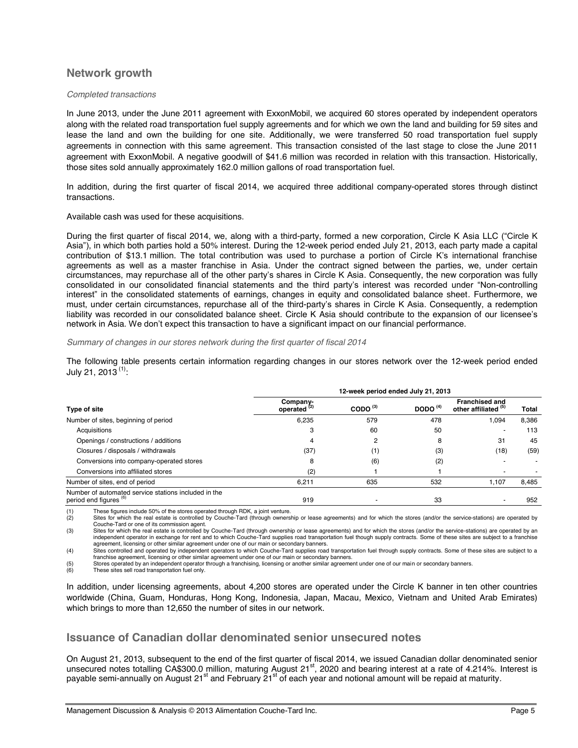## Network growth

*Completed transactions*

In June 2013, under the June 2011 agreement with ExxonMobil, we acquired 60 stores operated by independent operators along with the related road transportation fuel supply agreements and for which we own the land and building for 59 sites and lease the land and own the building for one site. Additionally, we were transferred 50 road transportation fuel supply agreements in connection with this same agreement. This transaction consisted of the last stage to close the June 2011 agreement with ExxonMobil. A negative goodwill of $41.6 million was recorded in relation with this transaction. Historically, those sites sold annually approximately 162.0 million gallons of road transportation fuel.

In addition, during the first quarter of fiscal 2014, we acquired three additional company-operated stores through distinct transactions.

Available cash was used for these acquisitions.

During the first quarter of fiscal 2014, we, along with a third-party, formed a new corporation, Circle K Asia LLC ("Circle K Asia"), in which both parties hold a 50% interest. During the 12-week period ended July 21, 2013, each party made a capital contribution of $13.1 million. The total contribution was used to purchase a portion of Circle K's international franchise agreements as well as a master franchise in Asia. Under the contract signed between the parties, we, under certain circumstances, may repurchase all of the other party's shares in Circle K Asia. Consequently, the new corporation was fully consolidated in our consolidated financial statements and the third party's interest was recorded under "Non-controlling interest" in the consolidated statements of earnings, changes in equity and consolidated balance sheet. Furthermore, we must, under certain circumstances, repurchase all of the third-party's shares in Circle K Asia. Consequently, a redemption liability was recorded in our consolidated balance sheet. Circle K Asia should contribute to the expansion of our licensee's network in Asia. We don't expect this transaction to have a significant impact on our financial performance.

*Summary of changes in our stores network during the first quarter of fiscal 2014*

The following table presents certain information regarding changes in our stores network over the 12-week period ended July 21, 2013 [(1)]:

| | 12-week period ended July 21, 2013 | | | | |
|---|---|---|---|---|---|
| **Type of site** | **Company-operated [(2)]** | **CODO [(3)]** | **DODO [(4)]** | **Franchised and other affiliated [(5)]** | **Total** |
| Number of sites, beginning of period | 6,235 | 579 | 478 | 1,094 | 8,386 |
| Acquisitions | 3 | 60 | 50 | - | 113 |
| Openings / constructions / additions | 4 | 2 | 8 | 31 | 45 |
| Closures / disposals / withdrawals | (37) | (1) | (3) | (18) | (59) |
| Conversions into company-operated stores | 8 | (6) | (2) | - | - |
| Conversions into affiliated stores | (2) | 1 | 1 | - | - |
| Number of sites, end of period | 6,211 | 635 | 532 | 1,107 | 8,485 |
| Number of automated service stations included in the period end figures [(6)] | 919 | - | 33 | - | 952 |

(1) These figures include 50% of the stores operated through RDK, a joint venture.
(2) Sites for which the real estate is controlled by Couche-Tard (through ownership or lease agreements) and for which the stores (and/or the service-stations) are operated by Couche-Tard or one of its commission agent.
(3) Sites for which the real estate is controlled by Couche-Tard (through ownership or lease agreements) and for which the stores (and/or the service-stations) are operated by an independent operator in exchange for rent and to which Couche-Tard supplies road transportation fuel though supply contracts. Some of these sites are subject to a franchise agreement, licensing or other similar agreement under one of our main or secondary banners.
(4) Sites controlled and operated by independent operators to which Couche-Tard supplies road transportation fuel through supply contracts. Some of these sites are subject to a franchise agreement, licensing or other similar agreement under one of our main or secondary banners.
(5) Stores operated by an independent operator through a franchising, licensing or another similar agreement under one of our main or secondary banners.
(6) These sites sell road transportation fuel only.

In addition, under licensing agreements, about 4,200 stores are operated under the Circle K banner in ten other countries worldwide (China, Guam, Honduras, Hong Kong, Indonesia, Japan, Macau, Mexico, Vietnam and United Arab Emirates) which brings to more than 12,650 the number of sites in our network.

## Issuance of Canadian dollar denominated senior unsecured notes

On August 21, 2013, subsequent to the end of the first quarter of fiscal 2014, we issued Canadian dollar denominated senior unsecured notes totalling CA$300.0 million, maturing August 21st, 2020 and bearing interest at a rate of 4.214%. Interest is payable semi-annually on August 21st and February 21st of each year and notional amount will be repaid at maturity.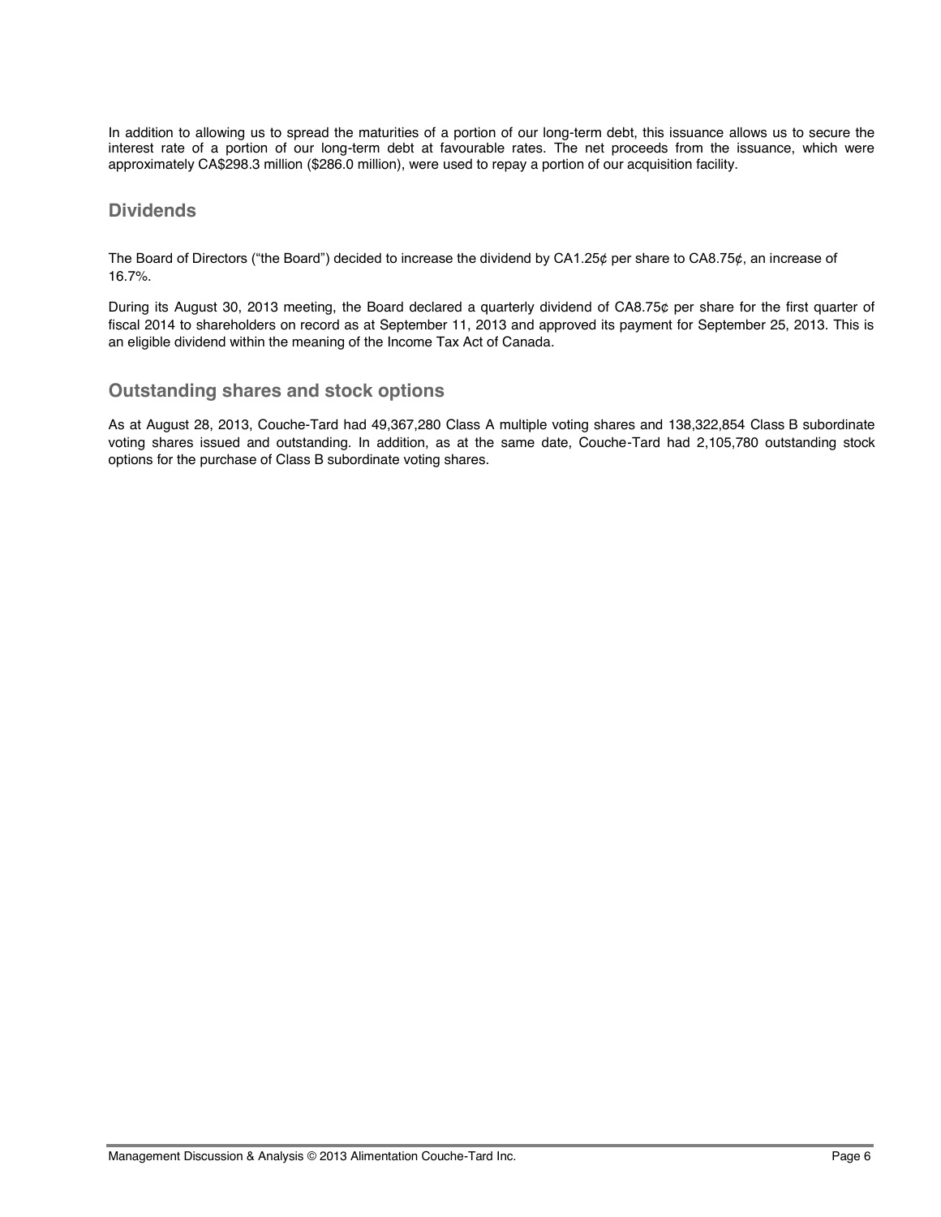In addition to allowing us to spread the maturities of a portion of our long-term debt, this issuance allows us to secure the interest rate of a portion of our long-term debt at favourable rates. The net proceeds from the issuance, which were approximately CA$298.3 million ($286.0 million), were used to repay a portion of our acquisition facility.

## Dividends

The Board of Directors ("the Board") decided to increase the dividend by CA1.25¢ per share to CA8.75¢, an increase of 16.7%.

During its August 30, 2013 meeting, the Board declared a quarterly dividend of CA8.75¢ per share for the first quarter of fiscal 2014 to shareholders on record as at September 11, 2013 and approved its payment for September 25, 2013. This is an eligible dividend within the meaning of the Income Tax Act of Canada.

## Outstanding shares and stock options

As at August 28, 2013, Couche-Tard had 49,367,280 Class A multiple voting shares and 138,322,854 Class B subordinate voting shares issued and outstanding. In addition, as at the same date, Couche-Tard had 2,105,780 outstanding stock options for the purchase of Class B subordinate voting shares.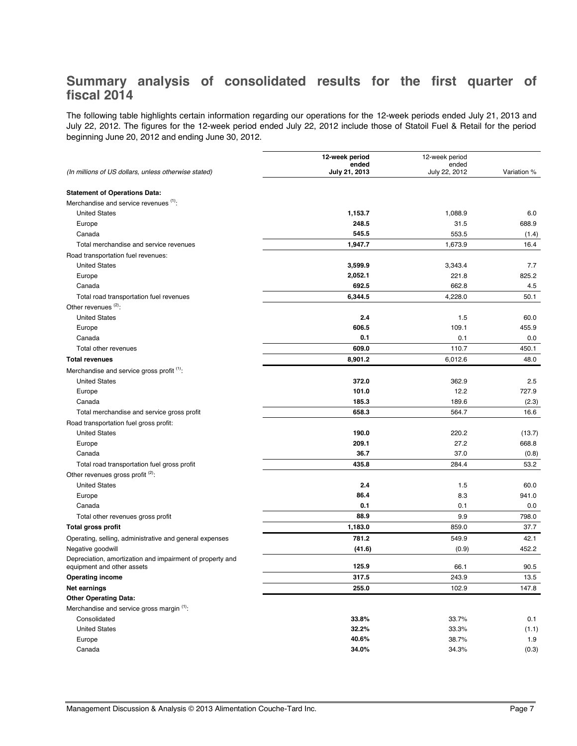## Summary analysis of consolidated results for the first quarter of fiscal 2014

The following table highlights certain information regarding our operations for the 12-week periods ended July 21, 2013 and July 22, 2012. The figures for the 12-week period ended July 22, 2012 include those of Statoil Fuel & Retail for the period beginning June 20, 2012 and ending June 30, 2012.

| *(In millions of US dollars, unless otherwise stated)* | **12-week period ended July 21, 2013** | 12-week period ended July 22, 2012 | Variation % |
|---|---|---|---|
| **Statement of Operations Data:** | | | |
| Merchandise and service revenues [(1)]: | | | |
| United States | **1,153.7** | 1,088.9 | 6.0 |
| Europe | **248.5** | 31.5 | 688.9 |
| Canada | **545.5** | 553.5 | (1.4) |
| Total merchandise and service revenues | **1,947.7** | 1,673.9 | 16.4 |
| Road transportation fuel revenues: | | | |
| United States | **3,599.9** | 3,343.4 | 7.7 |
| Europe | **2,052.1** | 221.8 | 825.2 |
| Canada | **692.5** | 662.8 | 4.5 |
| Total road transportation fuel revenues | **6,344.5** | 4,228.0 | 50.1 |
| Other revenues [(2)]: | | | |
| United States | **2.4** | 1.5 | 60.0 |
| Europe | **606.5** | 109.1 | 455.9 |
| Canada | **0.1** | 0.1 | 0.0 |
| Total other revenues | **609.0** | 110.7 | 450.1 |
| **Total revenues** | **8,901.2** | 6,012.6 | 48.0 |
| Merchandise and service gross profit [(1)]: | | | |
| United States | **372.0** | 362.9 | 2.5 |
| Europe | **101.0** | 12.2 | 727.9 |
| Canada | **185.3** | 189.6 | (2.3) |
| Total merchandise and service gross profit | **658.3** | 564.7 | 16.6 |
| Road transportation fuel gross profit: | | | |
| United States | **190.0** | 220.2 | (13.7) |
| Europe | **209.1** | 27.2 | 668.8 |
| Canada | **36.7** | 37.0 | (0.8) |
| Total road transportation fuel gross profit | **435.8** | 284.4 | 53.2 |
| Other revenues gross profit [(2)]: | | | |
| United States | **2.4** | 1.5 | 60.0 |
| Europe | **86.4** | 8.3 | 941.0 |
| Canada | **0.1** | 0.1 | 0.0 |
| Total other revenues gross profit | **88.9** | 9.9 | 798.0 |
| **Total gross profit** | **1,183.0** | 859.0 | 37.7 |
| Operating, selling, administrative and general expenses | **781.2** | 549.9 | 42.1 |
| Negative goodwill | **(41.6)** | (0.9) | 452.2 |
| Depreciation, amortization and impairment of property and equipment and other assets | **125.9** | 66.1 | 90.5 |
| **Operating income** | **317.5** | 243.9 | 13.5 |
| **Net earnings** | **255.0** | 102.9 | 147.8 |
| **Other Operating Data:** | | | |
| Merchandise and service gross margin [(1)]: | | | |
| Consolidated | **33.8%** | 33.7% | 0.1 |
| United States | **32.2%** | 33.3% | (1.1) |
| Europe | **40.6%** | 38.7% | 1.9 |
| Canada | **34.0%** | 34.3% | (0.3) |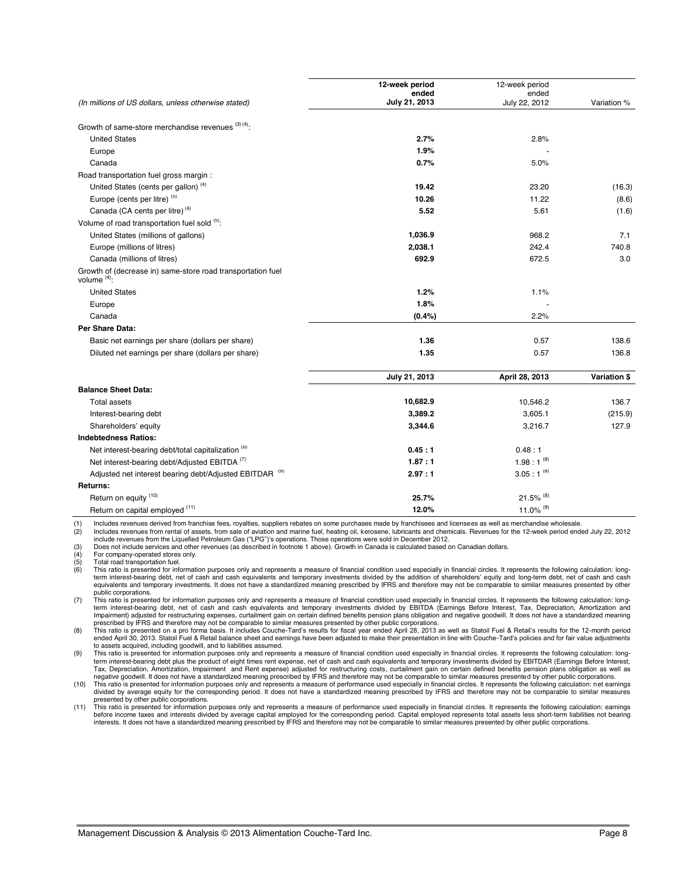| *(In millions of US dollars, unless otherwise stated)* | **12-week period ended July 21, 2013** | 12-week period ended July 22, 2012 | Variation % |
|---|---|---|---|
| Growth of same-store merchandise revenues [(3) (4)]: | | | |
| United States | **2.7%** | 2.8% | |
| Europe | **1.9%** | - | |
| Canada | **0.7%** | 5.0% | |
| Road transportation fuel gross margin : | | | |
| United States (cents per gallon) [(4)] | **19.42** | 23.20 | (16.3) |
| Europe (cents per litre) [(5)] | **10.26** | 11.22 | (8.6) |
| Canada (CA cents per litre) [(4)] | **5.52** | 5.61 | (1.6) |
| Volume of road transportation fuel sold [(5)]: | | | |
| United States (millions of gallons) | **1,036.9** | 968.2 | 7.1 |
| Europe (millions of litres) | **2,038.1** | 242.4 | 740.8 |
| Canada (millions of litres) | **692.9** | 672.5 | 3.0 |
| Growth of (decrease in) same-store road transportation fuel volume [(4)]: | | | |
| United States | **1.2%** | 1.1% | |
| Europe | **1.8%** | - | |
| Canada | **(0.4%)** | 2.2% | |
| **Per Share Data:** | | | |
| Basic net earnings per share (dollars per share) | **1.36** | 0.57 | 138.6 |
| Diluted net earnings per share (dollars per share) | **1.35** | 0.57 | 136.8 |

| | **July 21, 2013** | **April 28, 2013** | **Variation $** |
|---|---|---|---|
| **Balance Sheet Data:** | | | |
| Total assets | **10,682.9** | 10,546.2 | 136.7 |
| Interest-bearing debt | **3,389.2** | 3,605.1 | (215.9) |
| Shareholders' equity | **3,344.6** | 3,216.7 | 127.9 |
| **Indebtedness Ratios:** | | | |
| Net interest-bearing debt/total capitalization [(6)] | **0.45 : 1** | 0.48 : 1 | |
| Net interest-bearing debt/Adjusted EBITDA [(7)] | **1.87 : 1** | 1.98 : 1 [(8)] | |
| Adjusted net interest bearing debt/Adjusted EBITDAR [(9)] | **2.97 : 1** | 3.05 : 1 [(8)] | |
| **Returns:** | | | |
| Return on equity [(10)] | **25.7%** | 21.5% [(8)] | |
| Return on capital employed [(11)] | **12.0%** | 11.0% [(8)] | |

(1) Includes revenues derived from franchise fees, royalties, suppliers rebates on some purchases made by franchisees and licensees as well as merchandise wholesale.

(2) Includes revenues from rental of assets, from sale of aviation and marine fuel, heating oil, kerosene, lubricants and chemicals. Revenues for the 12-week period ended July 22, 2012 include revenues from the Liquefied Petroleum Gas ("LPG")'s operations. Those operations were sold in December 2012.

(3) Does not include services and other revenues (as described in footnote 1 above). Growth in Canada is calculated based on Canadian dollars.

(4) For company-operated stores only.

(5) Total road transportation fuel.

(6) This ratio is presented for information purposes only and represents a measure of financial condition used especially in financial circles. It represents the following calculation: long-term interest-bearing debt, net of cash and cash equivalents and temporary investments divided by the addition of shareholders' equity and long-term debt, net of cash and cash equivalents and temporary investments. It does not have a standardized meaning prescribed by IFRS and therefore may not be comparable to similar measures presented by other public corporations.

(7) This ratio is presented for information purposes only and represents a measure of financial condition used especially in financial circles. It represents the following calculation: long-term interest-bearing debt, net of cash and cash equivalents and temporary investments divided by EBITDA (Earnings Before Interest, Tax, Depreciation, Amortization and Impairment) adjusted for restructuring expenses, curtailment gain on certain defined benefits pension plans obligation and negative goodwill. It does not have a standardized meaning prescribed by IFRS and therefore may not be comparable to similar measures presented by other public corporations.

(8) This ratio is presented on a pro forma basis. It includes Couche-Tard's results for fiscal year ended April 28, 2013 as well as Statoil Fuel & Retail's results for the 12-month period ended April 30, 2013. Statoil Fuel & Retail balance sheet and earnings have been adjusted to make their presentation in line with Couche-Tard's policies and for fair value adjustments to assets acquired, including goodwill, and to liabilities assumed.

(9) This ratio is presented for information purposes only and represents a measure of financial condition used especially in financial circles. It represents the following calculation: long-term interest-bearing debt plus the product of eight times rent expense, net of cash and cash equivalents and temporary investments divided by EBITDAR (Earnings Before Interest, Tax, Depreciation, Amortization, Impairment and Rent expense) adjusted for restructuring costs, curtailment gain on certain defined benefits pension plans obligation as well as negative goodwill. It does not have a standardized meaning prescribed by IFRS and therefore may not be comparable to similar measures presented by other public corporations.

(10) This ratio is presented for information purposes only and represents a measure of performance used especially in financial circles. It represents the following calculation: net earnings divided by average equity for the corresponding period. It does not have a standardized meaning prescribed by IFRS and therefore may not be comparable to similar measures presented by other public corporations.

(11) This ratio is presented for information purposes only and represents a measure of performance used especially in financial circles. It represents the following calculation: earnings before income taxes and interests divided by average capital employed for the corresponding period. Capital employed represents total assets less short-term liabilities not bearing interests. It does not have a standardized meaning prescribed by IFRS and therefore may not be comparable to similar measures presented by other public corporations.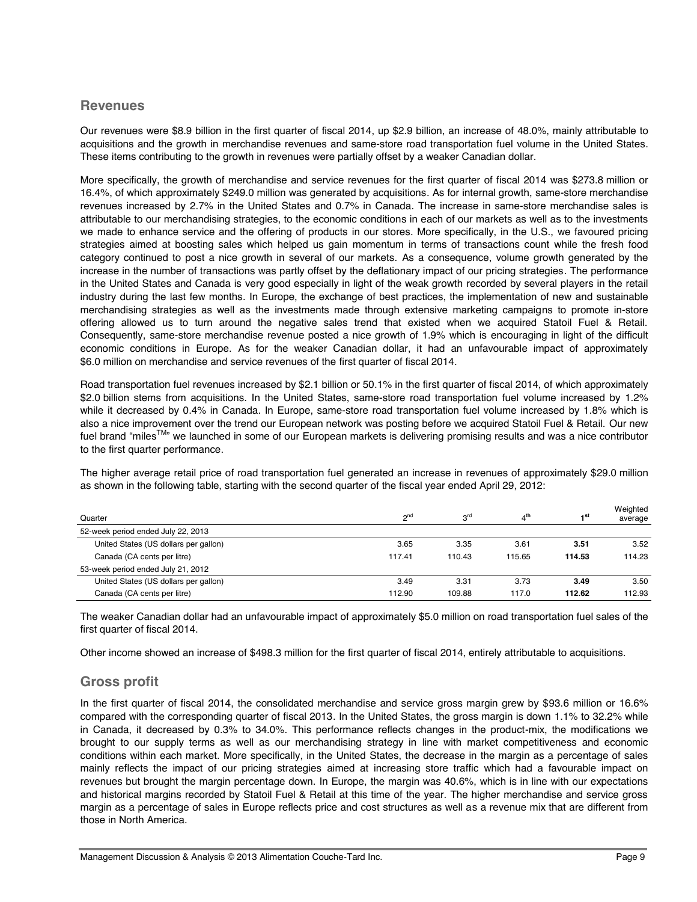## Revenues

Our revenues were $8.9 billion in the first quarter of fiscal 2014, up $2.9 billion, an increase of 48.0%, mainly attributable to acquisitions and the growth in merchandise revenues and same-store road transportation fuel volume in the United States. These items contributing to the growth in revenues were partially offset by a weaker Canadian dollar.

More specifically, the growth of merchandise and service revenues for the first quarter of fiscal 2014 was $273.8 million or 16.4%, of which approximately $249.0 million was generated by acquisitions. As for internal growth, same-store merchandise revenues increased by 2.7% in the United States and 0.7% in Canada. The increase in same-store merchandise sales is attributable to our merchandising strategies, to the economic conditions in each of our markets as well as to the investments we made to enhance service and the offering of products in our stores. More specifically, in the U.S., we favoured pricing strategies aimed at boosting sales which helped us gain momentum in terms of transactions count while the fresh food category continued to post a nice growth in several of our markets. As a consequence, volume growth generated by the increase in the number of transactions was partly offset by the deflationary impact of our pricing strategies. The performance in the United States and Canada is very good especially in light of the weak growth recorded by several players in the retail industry during the last few months. In Europe, the exchange of best practices, the implementation of new and sustainable merchandising strategies as well as the investments made through extensive marketing campaigns to promote in-store offering allowed us to turn around the negative sales trend that existed when we acquired Statoil Fuel & Retail. Consequently, same-store merchandise revenue posted a nice growth of 1.9% which is encouraging in light of the difficult economic conditions in Europe. As for the weaker Canadian dollar, it had an unfavourable impact of approximately $6.0 million on merchandise and service revenues of the first quarter of fiscal 2014.

Road transportation fuel revenues increased by $2.1 billion or 50.1% in the first quarter of fiscal 2014, of which approximately $2.0 billion stems from acquisitions. In the United States, same-store road transportation fuel volume increased by 1.2% while it decreased by 0.4% in Canada. In Europe, same-store road transportation fuel volume increased by 1.8% which is also a nice improvement over the trend our European network was posting before we acquired Statoil Fuel & Retail. Our new fuel brand "miles™" we launched in some of our European markets is delivering promising results and was a nice contributor to the first quarter performance.

The higher average retail price of road transportation fuel generated an increase in revenues of approximately $29.0 million as shown in the following table, starting with the second quarter of the fiscal year ended April 29, 2012:

| Quarter | 2nd | 3rd | 4th | 1st | Weighted average |
|---|---|---|---|---|---|
| 52-week period ended July 22, 2013 | | | | | |
| United States (US dollars per gallon) | 3.65 | 3.35 | 3.61 | **3.51** | 3.52 |
| Canada (CA cents per litre) | 117.41 | 110.43 | 115.65 | **114.53** | 114.23 |
| 53-week period ended July 21, 2012 | | | | | |
| United States (US dollars per gallon) | 3.49 | 3.31 | 3.73 | **3.49** | 3.50 |
| Canada (CA cents per litre) | 112.90 | 109.88 | 117.0 | **112.62** | 112.93 |

The weaker Canadian dollar had an unfavourable impact of approximately $5.0 million on road transportation fuel sales of the first quarter of fiscal 2014.

Other income showed an increase of $498.3 million for the first quarter of fiscal 2014, entirely attributable to acquisitions.

## Gross profit

In the first quarter of fiscal 2014, the consolidated merchandise and service gross margin grew by $93.6 million or 16.6% compared with the corresponding quarter of fiscal 2013. In the United States, the gross margin is down 1.1% to 32.2% while in Canada, it decreased by 0.3% to 34.0%. This performance reflects changes in the product-mix, the modifications we brought to our supply terms as well as our merchandising strategy in line with market competitiveness and economic conditions within each market. More specifically, in the United States, the decrease in the margin as a percentage of sales mainly reflects the impact of our pricing strategies aimed at increasing store traffic which had a favourable impact on revenues but brought the margin percentage down. In Europe, the margin was 40.6%, which is in line with our expectations and historical margins recorded by Statoil Fuel & Retail at this time of the year. The higher merchandise and service gross margin as a percentage of sales in Europe reflects price and cost structures as well as a revenue mix that are different from those in North America.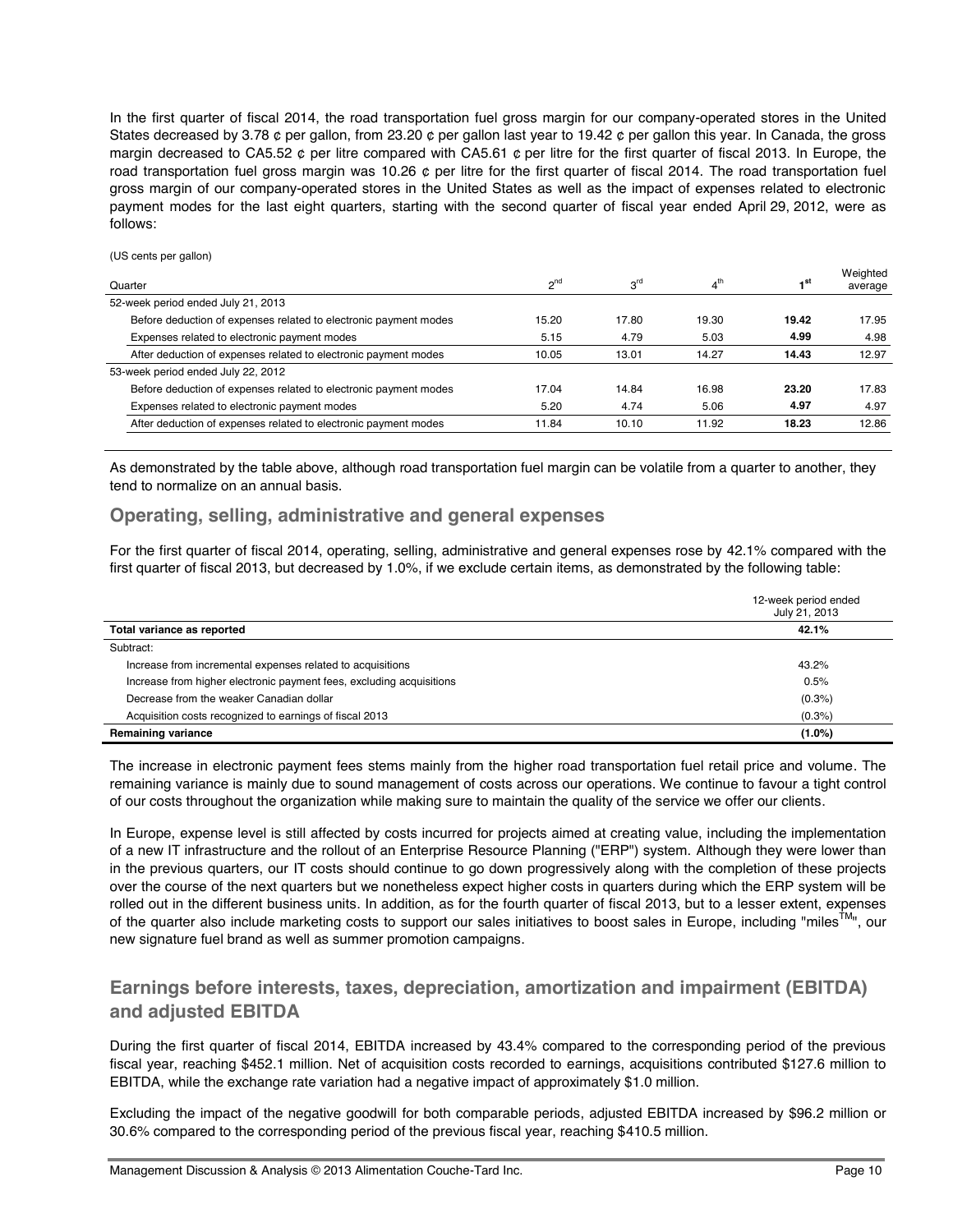In the first quarter of fiscal 2014, the road transportation fuel gross margin for our company-operated stores in the United States decreased by 3.78 ¢ per gallon, from 23.20 ¢ per gallon last year to 19.42 ¢ per gallon this year. In Canada, the gross margin decreased to CA5.52 ¢ per litre compared with CA5.61 ¢ per litre for the first quarter of fiscal 2013. In Europe, the road transportation fuel gross margin was 10.26 ¢ per litre for the first quarter of fiscal 2014. The road transportation fuel gross margin of our company-operated stores in the United States as well as the impact of expenses related to electronic payment modes for the last eight quarters, starting with the second quarter of fiscal year ended April 29, 2012, were as follows:

(US cents per gallon)

| Quarter | 2nd | 3rd | 4th | **1st** | Weighted average |
|---|---|---|---|---|---|
| 52-week period ended July 21, 2013 | | | | | |
| Before deduction of expenses related to electronic payment modes | 15.20 | 17.80 | 19.30 | **19.42** | 17.95 |
| Expenses related to electronic payment modes | 5.15 | 4.79 | 5.03 | **4.99** | 4.98 |
| After deduction of expenses related to electronic payment modes | 10.05 | 13.01 | 14.27 | **14.43** | 12.97 |
| 53-week period ended July 22, 2012 | | | | | |
| Before deduction of expenses related to electronic payment modes | 17.04 | 14.84 | 16.98 | **23.20** | 17.83 |
| Expenses related to electronic payment modes | 5.20 | 4.74 | 5.06 | **4.97** | 4.97 |
| After deduction of expenses related to electronic payment modes | 11.84 | 10.10 | 11.92 | **18.23** | 12.86 |

As demonstrated by the table above, although road transportation fuel margin can be volatile from a quarter to another, they tend to normalize on an annual basis.

## Operating, selling, administrative and general expenses

For the first quarter of fiscal 2014, operating, selling, administrative and general expenses rose by 42.1% compared with the first quarter of fiscal 2013, but decreased by 1.0%, if we exclude certain items, as demonstrated by the following table:

| | 12-week period ended July 21, 2013 |
|---|---|
| **Total variance as reported** | **42.1%** |
| Subtract: | |
| Increase from incremental expenses related to acquisitions | 43.2% |
| Increase from higher electronic payment fees, excluding acquisitions | 0.5% |
| Decrease from the weaker Canadian dollar | (0.3%) |
| Acquisition costs recognized to earnings of fiscal 2013 | (0.3%) |
| **Remaining variance** | **(1.0%)** |

The increase in electronic payment fees stems mainly from the higher road transportation fuel retail price and volume. The remaining variance is mainly due to sound management of costs across our operations. We continue to favour a tight control of our costs throughout the organization while making sure to maintain the quality of the service we offer our clients.

In Europe, expense level is still affected by costs incurred for projects aimed at creating value, including the implementation of a new IT infrastructure and the rollout of an Enterprise Resource Planning ("ERP") system. Although they were lower than in the previous quarters, our IT costs should continue to go down progressively along with the completion of these projects over the course of the next quarters but we nonetheless expect higher costs in quarters during which the ERP system will be rolled out in the different business units. In addition, as for the fourth quarter of fiscal 2013, but to a lesser extent, expenses of the quarter also include marketing costs to support our sales initiatives to boost sales in Europe, including "miles™", our new signature fuel brand as well as summer promotion campaigns.

## Earnings before interests, taxes, depreciation, amortization and impairment (EBITDA) and adjusted EBITDA

During the first quarter of fiscal 2014, EBITDA increased by 43.4% compared to the corresponding period of the previous fiscal year, reaching $452.1 million. Net of acquisition costs recorded to earnings, acquisitions contributed $127.6 million to EBITDA, while the exchange rate variation had a negative impact of approximately $1.0 million.

Excluding the impact of the negative goodwill for both comparable periods, adjusted EBITDA increased by $96.2 million or 30.6% compared to the corresponding period of the previous fiscal year, reaching $410.5 million.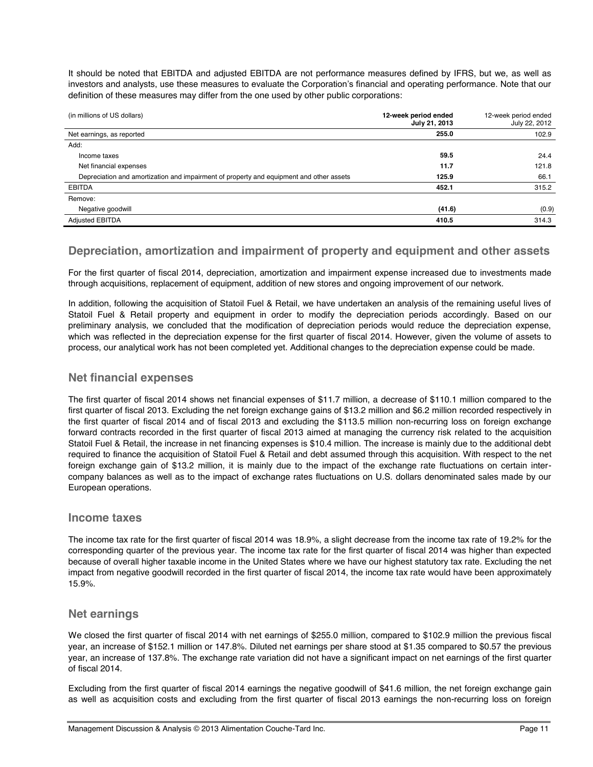It should be noted that EBITDA and adjusted EBITDA are not performance measures defined by IFRS, but we, as well as investors and analysts, use these measures to evaluate the Corporation's financial and operating performance. Note that our definition of these measures may differ from the one used by other public corporations:

| (in millions of US dollars) | **12-week period ended July 21, 2013** | 12-week period ended July 22, 2012 |
|---|---|---|
| Net earnings, as reported | **255.0** | 102.9 |
| Add: | | |
| Income taxes | **59.5** | 24.4 |
| Net financial expenses | **11.7** | 121.8 |
| Depreciation and amortization and impairment of property and equipment and other assets | **125.9** | 66.1 |
| EBITDA | **452.1** | 315.2 |
| Remove: | | |
| Negative goodwill | **(41.6)** | (0.9) |
| Adjusted EBITDA | **410.5** | 314.3 |

## Depreciation, amortization and impairment of property and equipment and other assets

For the first quarter of fiscal 2014, depreciation, amortization and impairment expense increased due to investments made through acquisitions, replacement of equipment, addition of new stores and ongoing improvement of our network.

In addition, following the acquisition of Statoil Fuel & Retail, we have undertaken an analysis of the remaining useful lives of Statoil Fuel & Retail property and equipment in order to modify the depreciation periods accordingly. Based on our preliminary analysis, we concluded that the modification of depreciation periods would reduce the depreciation expense, which was reflected in the depreciation expense for the first quarter of fiscal 2014. However, given the volume of assets to process, our analytical work has not been completed yet. Additional changes to the depreciation expense could be made.

## Net financial expenses

The first quarter of fiscal 2014 shows net financial expenses of $11.7 million, a decrease of $110.1 million compared to the first quarter of fiscal 2013. Excluding the net foreign exchange gains of $13.2 million and $6.2 million recorded respectively in the first quarter of fiscal 2014 and of fiscal 2013 and excluding the $113.5 million non-recurring loss on foreign exchange forward contracts recorded in the first quarter of fiscal 2013 aimed at managing the currency risk related to the acquisition Statoil Fuel & Retail, the increase in net financing expenses is $10.4 million. The increase is mainly due to the additional debt required to finance the acquisition of Statoil Fuel & Retail and debt assumed through this acquisition. With respect to the net foreign exchange gain of $13.2 million, it is mainly due to the impact of the exchange rate fluctuations on certain inter-company balances as well as to the impact of exchange rates fluctuations on U.S. dollars denominated sales made by our European operations.

## Income taxes

The income tax rate for the first quarter of fiscal 2014 was 18.9%, a slight decrease from the income tax rate of 19.2% for the corresponding quarter of the previous year. The income tax rate for the first quarter of fiscal 2014 was higher than expected because of overall higher taxable income in the United States where we have our highest statutory tax rate. Excluding the net impact from negative goodwill recorded in the first quarter of fiscal 2014, the income tax rate would have been approximately 15.9%.

## Net earnings

We closed the first quarter of fiscal 2014 with net earnings of $255.0 million, compared to $102.9 million the previous fiscal year, an increase of $152.1 million or 147.8%. Diluted net earnings per share stood at $1.35 compared to $0.57 the previous year, an increase of 137.8%. The exchange rate variation did not have a significant impact on net earnings of the first quarter of fiscal 2014.

Excluding from the first quarter of fiscal 2014 earnings the negative goodwill of $41.6 million, the net foreign exchange gain as well as acquisition costs and excluding from the first quarter of fiscal 2013 earnings the non-recurring loss on foreign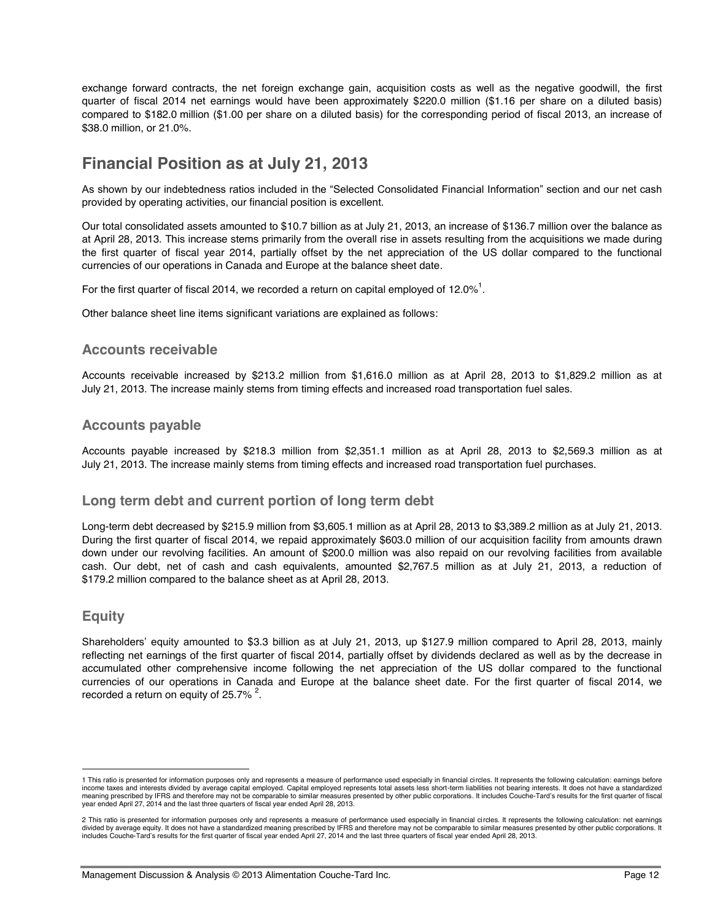exchange forward contracts, the net foreign exchange gain, acquisition costs as well as the negative goodwill, the first quarter of fiscal 2014 net earnings would have been approximately $220.0 million ($1.16 per share on a diluted basis) compared to $182.0 million ($1.00 per share on a diluted basis) for the corresponding period of fiscal 2013, an increase of $38.0 million, or 21.0%.

# Financial Position as at July 21, 2013

As shown by our indebtedness ratios included in the "Selected Consolidated Financial Information" section and our net cash provided by operating activities, our financial position is excellent.

Our total consolidated assets amounted to $10.7 billion as at July 21, 2013, an increase of $136.7 million over the balance as at April 28, 2013. This increase stems primarily from the overall rise in assets resulting from the acquisitions we made during the first quarter of fiscal year 2014, partially offset by the net appreciation of the US dollar compared to the functional currencies of our operations in Canada and Europe at the balance sheet date.

For the first quarter of fiscal 2014, we recorded a return on capital employed of 12.0%[1].

Other balance sheet line items significant variations are explained as follows:

## Accounts receivable

Accounts receivable increased by $213.2 million from $1,616.0 million as at April 28, 2013 to $1,829.2 million as at July 21, 2013. The increase mainly stems from timing effects and increased road transportation fuel sales.

## Accounts payable

Accounts payable increased by $218.3 million from $2,351.1 million as at April 28, 2013 to $2,569.3 million as at July 21, 2013. The increase mainly stems from timing effects and increased road transportation fuel purchases.

## Long term debt and current portion of long term debt

Long-term debt decreased by $215.9 million from $3,605.1 million as at April 28, 2013 to $3,389.2 million as at July 21, 2013. During the first quarter of fiscal 2014, we repaid approximately $603.0 million of our acquisition facility from amounts drawn down under our revolving facilities. An amount of $200.0 million was also repaid on our revolving facilities from available cash. Our debt, net of cash and cash equivalents, amounted $2,767.5 million as at July 21, 2013, a reduction of $179.2 million compared to the balance sheet as at April 28, 2013.

## Equity

Shareholders' equity amounted to $3.3 billion as at July 21, 2013, up $127.9 million compared to April 28, 2013, mainly reflecting net earnings of the first quarter of fiscal 2014, partially offset by dividends declared as well as by the decrease in accumulated other comprehensive income following the net appreciation of the US dollar compared to the functional currencies of our operations in Canada and Europe at the balance sheet date. For the first quarter of fiscal 2014, we recorded a return on equity of 25.7% [2].

---

1 This ratio is presented for information purposes only and represents a measure of performance used especially in financial circles. It represents the following calculation: earnings before income taxes and interests divided by average capital employed. Capital employed represents total assets less short-term liabilities not bearing interests. It does not have a standardized meaning prescribed by IFRS and therefore may not be comparable to similar measures presented by other public corporations. It includes Couche-Tard's results for the first quarter of fiscal year ended April 27, 2014 and the last three quarters of fiscal year ended April 28, 2013.

2 This ratio is presented for information purposes only and represents a measure of performance used especially in financial circles. It represents the following calculation: net earnings divided by average equity. It does not have a standardized meaning prescribed by IFRS and therefore may not be comparable to similar measures presented by other public corporations. It includes Couche-Tard's results for the first quarter of fiscal year ended April 27, 2014 and the last three quarters of fiscal year ended April 28, 2013.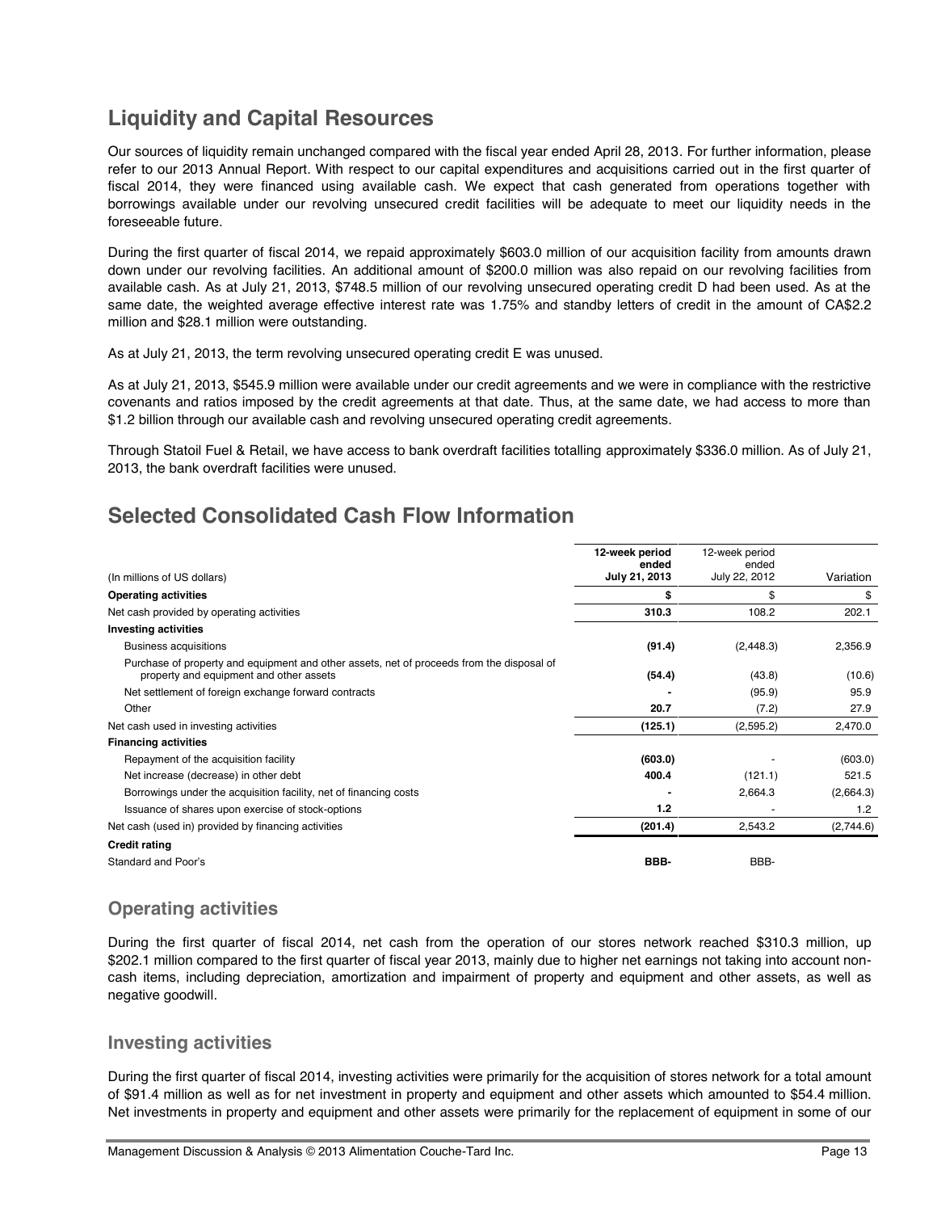## Liquidity and Capital Resources

Our sources of liquidity remain unchanged compared with the fiscal year ended April 28, 2013. For further information, please refer to our 2013 Annual Report. With respect to our capital expenditures and acquisitions carried out in the first quarter of fiscal 2014, they were financed using available cash. We expect that cash generated from operations together with borrowings available under our revolving unsecured credit facilities will be adequate to meet our liquidity needs in the foreseeable future.

During the first quarter of fiscal 2014, we repaid approximately $603.0 million of our acquisition facility from amounts drawn down under our revolving facilities. An additional amount of $200.0 million was also repaid on our revolving facilities from available cash. As at July 21, 2013, $748.5 million of our revolving unsecured operating credit D had been used. As at the same date, the weighted average effective interest rate was 1.75% and standby letters of credit in the amount of CA$2.2 million and $28.1 million were outstanding.

As at July 21, 2013, the term revolving unsecured operating credit E was unused.

As at July 21, 2013, $545.9 million were available under our credit agreements and we were in compliance with the restrictive covenants and ratios imposed by the credit agreements at that date. Thus, at the same date, we had access to more than $1.2 billion through our available cash and revolving unsecured operating credit agreements.

Through Statoil Fuel & Retail, we have access to bank overdraft facilities totalling approximately $336.0 million. As of July 21, 2013, the bank overdraft facilities were unused.

## Selected Consolidated Cash Flow Information

| (In millions of US dollars) | **12-week period ended July 21, 2013** | 12-week period ended July 22, 2012 | Variation |
|---|---|---|---|
| **Operating activities** | **$** | $ | $ |
| Net cash provided by operating activities | **310.3** | 108.2 | 202.1 |
| **Investing activities** | | | |
| Business acquisitions | **(91.4)** | (2,448.3) | 2,356.9 |
| Purchase of property and equipment and other assets, net of proceeds from the disposal of property and equipment and other assets | **(54.4)** | (43.8) | (10.6) |
| Net settlement of foreign exchange forward contracts | **-** | (95.9) | 95.9 |
| Other | **20.7** | (7.2) | 27.9 |
| Net cash used in investing activities | **(125.1)** | (2,595.2) | 2,470.0 |
| **Financing activities** | | | |
| Repayment of the acquisition facility | **(603.0)** | - | (603.0) |
| Net increase (decrease) in other debt | **400.4** | (121.1) | 521.5 |
| Borrowings under the acquisition facility, net of financing costs | **-** | 2,664.3 | (2,664.3) |
| Issuance of shares upon exercise of stock-options | **1.2** | - | 1.2 |
| Net cash (used in) provided by financing activities | **(201.4)** | 2,543.2 | (2,744.6) |
| **Credit rating** | | | |
| Standard and Poor's | **BBB-** | BBB- | |

### Operating activities

During the first quarter of fiscal 2014, net cash from the operation of our stores network reached $310.3 million, up $202.1 million compared to the first quarter of fiscal year 2013, mainly due to higher net earnings not taking into account non-cash items, including depreciation, amortization and impairment of property and equipment and other assets, as well as negative goodwill.

### Investing activities

During the first quarter of fiscal 2014, investing activities were primarily for the acquisition of stores network for a total amount of $91.4 million as well as for net investment in property and equipment and other assets which amounted to $54.4 million. Net investments in property and equipment and other assets were primarily for the replacement of equipment in some of our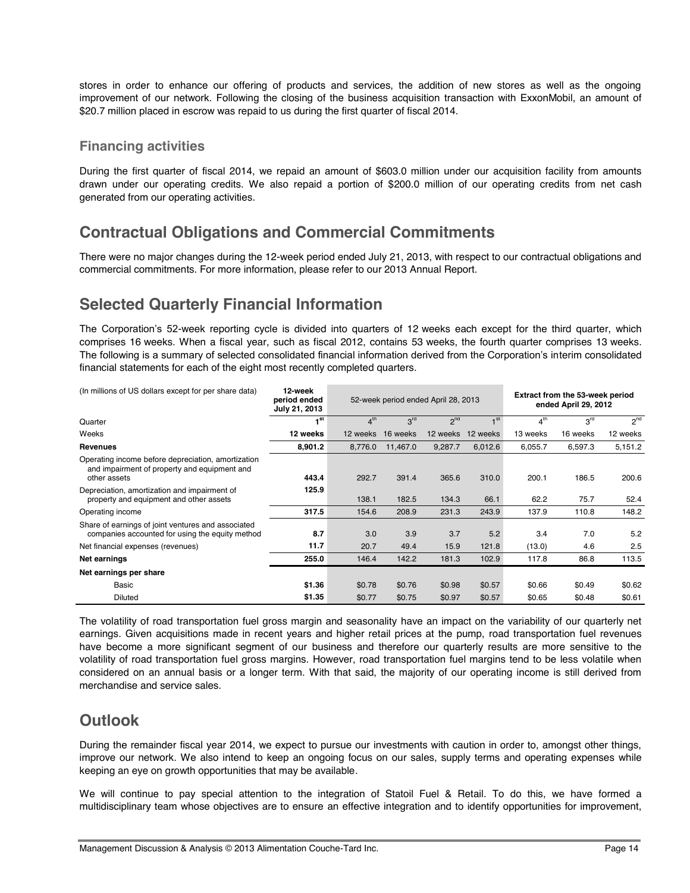stores in order to enhance our offering of products and services, the addition of new stores as well as the ongoing improvement of our network. Following the closing of the business acquisition transaction with ExxonMobil, an amount of $20.7 million placed in escrow was repaid to us during the first quarter of fiscal 2014.

### Financing activities

During the first quarter of fiscal 2014, we repaid an amount of $603.0 million under our acquisition facility from amounts drawn under our operating credits. We also repaid a portion of $200.0 million of our operating credits from net cash generated from our operating activities.

## Contractual Obligations and Commercial Commitments

There were no major changes during the 12-week period ended July 21, 2013, with respect to our contractual obligations and commercial commitments. For more information, please refer to our 2013 Annual Report.

## Selected Quarterly Financial Information

The Corporation's 52-week reporting cycle is divided into quarters of 12 weeks each except for the third quarter, which comprises 16 weeks. When a fiscal year, such as fiscal 2012, contains 53 weeks, the fourth quarter comprises 13 weeks. The following is a summary of selected consolidated financial information derived from the Corporation's interim consolidated financial statements for each of the eight most recently completed quarters.

| (In millions of US dollars except for per share data) | 12-week period ended July 21, 2013 | 52-week period ended April 28, 2013 | | | | Extract from the 53-week period ended April 29, 2012 | | |
|---|---|---|---|---|---|---|---|---|
| Quarter | 1st | 4th | 3rd | 2nd | 1st | 4th | 3rd | 2nd |
| Weeks | **12 weeks** | 12 weeks | 16 weeks | 12 weeks | 12 weeks | 13 weeks | 16 weeks | 12 weeks |
| **Revenues** | **8,901.2** | 8,776.0 | 11,467.0 | 9,287.7 | 6,012.6 | 6,055.7 | 6,597.3 | 5,151.2 |
| Operating income before depreciation, amortization and impairment of property and equipment and other assets | **443.4** | 292.7 | 391.4 | 365.6 | 310.0 | 200.1 | 186.5 | 200.6 |
| Depreciation, amortization and impairment of property and equipment and other assets | **125.9** | 138.1 | 182.5 | 134.3 | 66.1 | 62.2 | 75.7 | 52.4 |
| Operating income | **317.5** | 154.6 | 208.9 | 231.3 | 243.9 | 137.9 | 110.8 | 148.2 |
| Share of earnings of joint ventures and associated companies accounted for using the equity method | **8.7** | 3.0 | 3.9 | 3.7 | 5.2 | 3.4 | 7.0 | 5.2 |
| Net financial expenses (revenues) | **11.7** | 20.7 | 49.4 | 15.9 | 121.8 | (13.0) | 4.6 | 2.5 |
| **Net earnings** | **255.0** | 146.4 | 142.2 | 181.3 | 102.9 | 117.8 | 86.8 | 113.5 |
| **Net earnings per share** | | | | | | | | |
| Basic | **$1.36** | $0.78 | $0.76 | $0.98 | $0.57 | $0.66 | $0.49 | $0.62 |
| Diluted | **$1.35** | $0.77 | $0.75 | $0.97 | $0.57 | $0.65 | $0.48 | $0.61 |

The volatility of road transportation fuel gross margin and seasonality have an impact on the variability of our quarterly net earnings. Given acquisitions made in recent years and higher retail prices at the pump, road transportation fuel revenues have become a more significant segment of our business and therefore our quarterly results are more sensitive to the volatility of road transportation fuel gross margins. However, road transportation fuel margins tend to be less volatile when considered on an annual basis or a longer term. With that said, the majority of our operating income is still derived from merchandise and service sales.

## Outlook

During the remainder fiscal year 2014, we expect to pursue our investments with caution in order to, amongst other things, improve our network. We also intend to keep an ongoing focus on our sales, supply terms and operating expenses while keeping an eye on growth opportunities that may be available.

We will continue to pay special attention to the integration of Statoil Fuel & Retail. To do this, we have formed a multidisciplinary team whose objectives are to ensure an effective integration and to identify opportunities for improvement,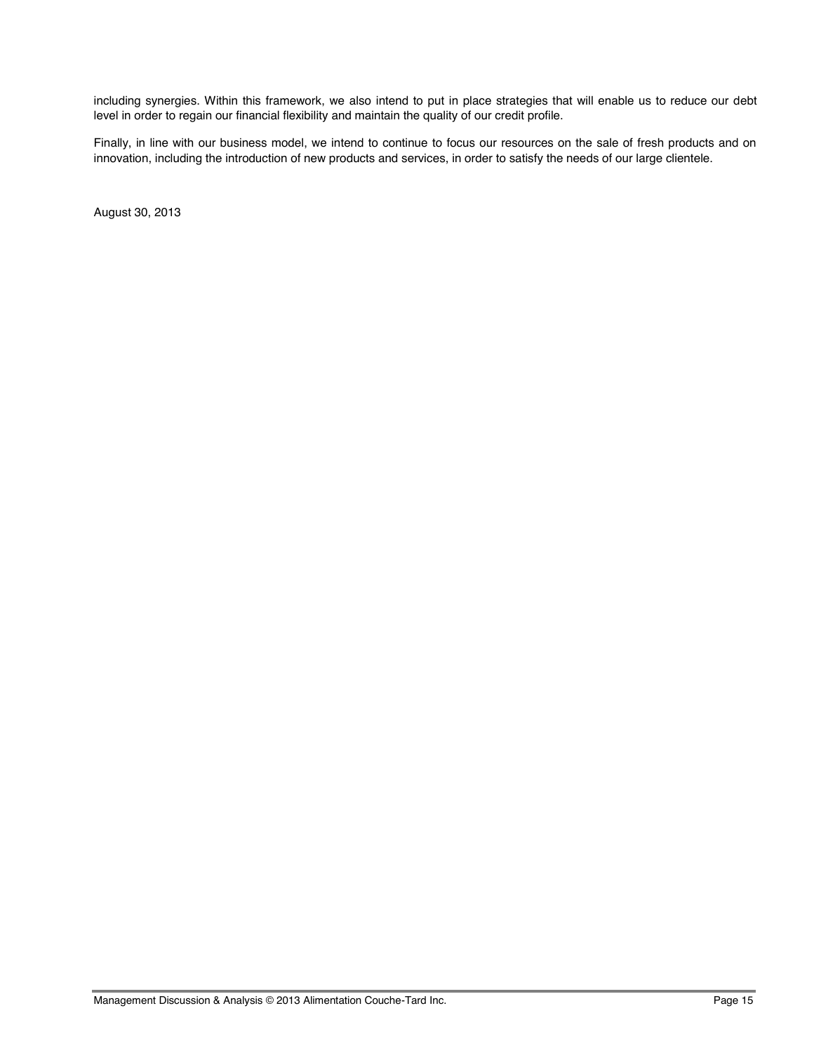including synergies. Within this framework, we also intend to put in place strategies that will enable us to reduce our debt level in order to regain our financial flexibility and maintain the quality of our credit profile.

Finally, in line with our business model, we intend to continue to focus our resources on the sale of fresh products and on innovation, including the introduction of new products and services, in order to satisfy the needs of our large clientele.

August 30, 2013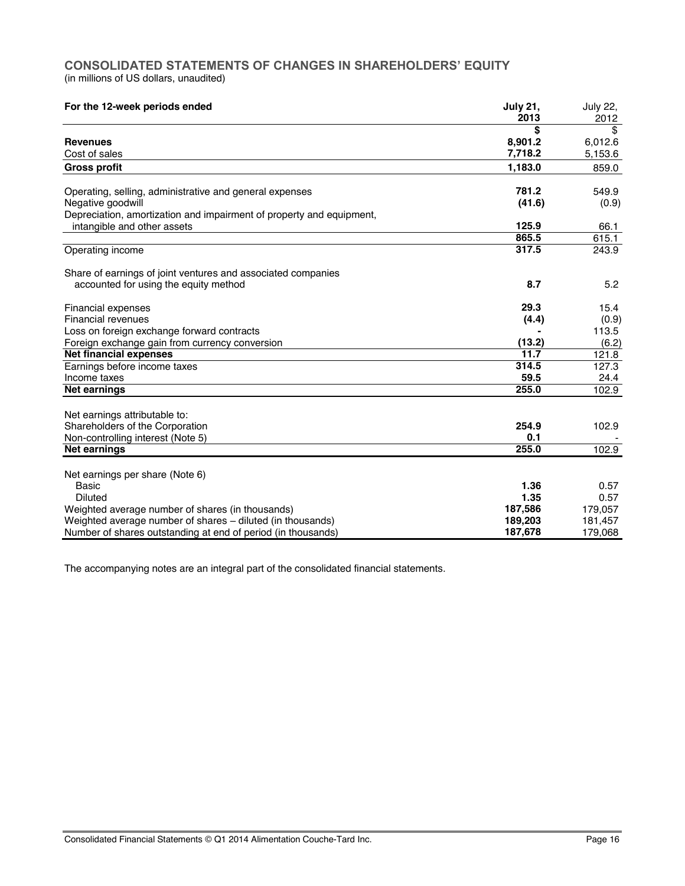## CONSOLIDATED STATEMENTS OF CHANGES IN SHAREHOLDERS' EQUITY

(in millions of US dollars, unaudited)

| For the 12-week periods ended | July 21, 2013 | July 22, 2012 |
|---|---|---|
| | **$** | $ |
| **Revenues** | **8,901.2** | 6,012.6 |
| Cost of sales | **7,718.2** | 5,153.6 |
| **Gross profit** | **1,183.0** | 859.0 |
| | | |
| Operating, selling, administrative and general expenses | **781.2** | 549.9 |
| Negative goodwill | **(41.6)** | (0.9) |
| Depreciation, amortization and impairment of property and equipment, intangible and other assets | **125.9** | 66.1 |
| | **865.5** | 615.1 |
| Operating income | **317.5** | 243.9 |
| | | |
| Share of earnings of joint ventures and associated companies accounted for using the equity method | **8.7** | 5.2 |
| | | |
| Financial expenses | **29.3** | 15.4 |
| Financial revenues | **(4.4)** | (0.9) |
| Loss on foreign exchange forward contracts | **-** | 113.5 |
| Foreign exchange gain from currency conversion | **(13.2)** | (6.2) |
| **Net financial expenses** | **11.7** | 121.8 |
| Earnings before income taxes | **314.5** | 127.3 |
| Income taxes | **59.5** | 24.4 |
| **Net earnings** | **255.0** | 102.9 |
| | | |
| Net earnings attributable to: | | |
| Shareholders of the Corporation | **254.9** | 102.9 |
| Non-controlling interest (Note 5) | **0.1** | - |
| **Net earnings** | **255.0** | 102.9 |
| | | |
| Net earnings per share (Note 6) | | |
| Basic | **1.36** | 0.57 |
| Diluted | **1.35** | 0.57 |
| Weighted average number of shares (in thousands) | **187,586** | 179,057 |
| Weighted average number of shares – diluted (in thousands) | **189,203** | 181,457 |
| Number of shares outstanding at end of period (in thousands) | **187,678** | 179,068 |

The accompanying notes are an integral part of the consolidated financial statements.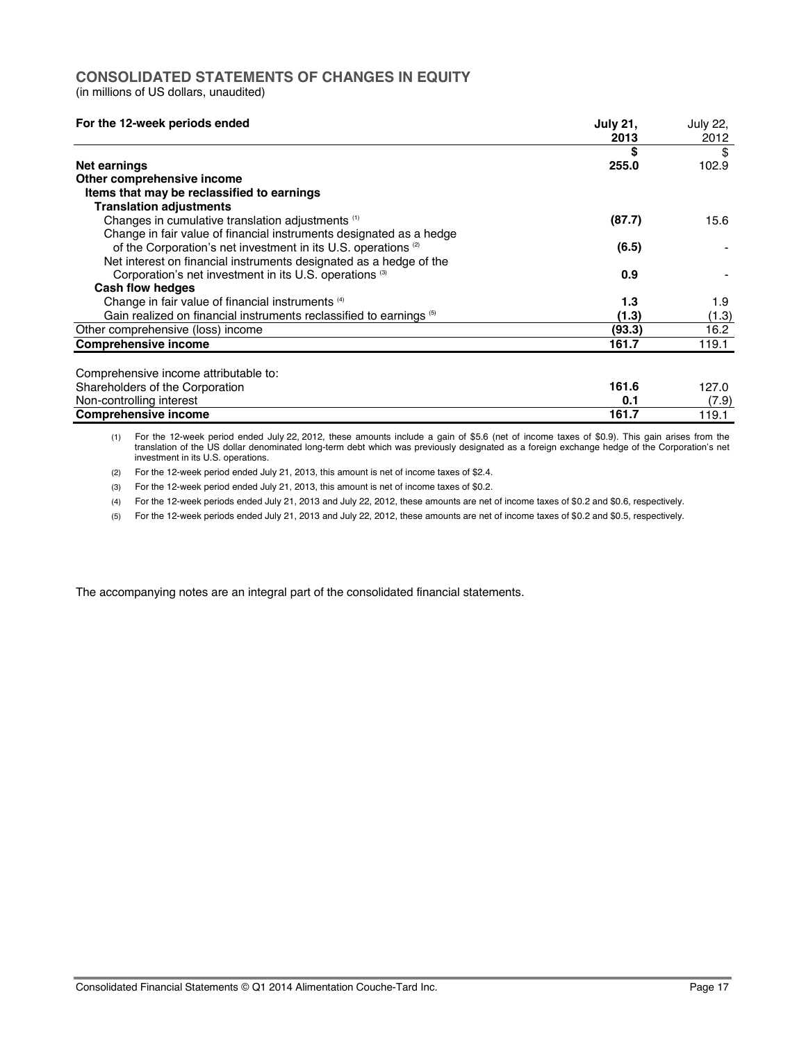## CONSOLIDATED STATEMENTS OF CHANGES IN EQUITY

(in millions of US dollars, unaudited)

| For the 12-week periods ended | July 21, 2013 | July 22, 2012 |
|---|---|---|
| | **$** | $ |
| **Net earnings** | **255.0** | 102.9 |
| **Other comprehensive income** | | |
| **Items that may be reclassified to earnings** | | |
| **Translation adjustments** | | |
| Changes in cumulative translation adjustments [(1)] | **(87.7)** | 15.6 |
| Change in fair value of financial instruments designated as a hedge of the Corporation's net investment in its U.S. operations [(2)] | **(6.5)** | - |
| Net interest on financial instruments designated as a hedge of the Corporation's net investment in its U.S. operations [(3)] | **0.9** | - |
| **Cash flow hedges** | | |
| Change in fair value of financial instruments [(4)] | **1.3** | 1.9 |
| Gain realized on financial instruments reclassified to earnings [(5)] | **(1.3)** | (1.3) |
| Other comprehensive (loss) income | **(93.3)** | 16.2 |
| **Comprehensive income** | **161.7** | 119.1 |
| | | |
| Comprehensive income attributable to: | | |
| Shareholders of the Corporation | **161.6** | 127.0 |
| Non-controlling interest | **0.1** | (7.9) |
| **Comprehensive income** | **161.7** | 119.1 |

(1) For the 12-week period ended July 22, 2012, these amounts include a gain of $5.6 (net of income taxes of $0.9). This gain arises from the translation of the US dollar denominated long-term debt which was previously designated as a foreign exchange hedge of the Corporation's net investment in its U.S. operations.

(2) For the 12-week period ended July 21, 2013, this amount is net of income taxes of $2.4.

(3) For the 12-week period ended July 21, 2013, this amount is net of income taxes of $0.2.

(4) For the 12-week periods ended July 21, 2013 and July 22, 2012, these amounts are net of income taxes of $0.2 and $0.6, respectively.

(5) For the 12-week periods ended July 21, 2013 and July 22, 2012, these amounts are net of income taxes of $0.2 and $0.5, respectively.

The accompanying notes are an integral part of the consolidated financial statements.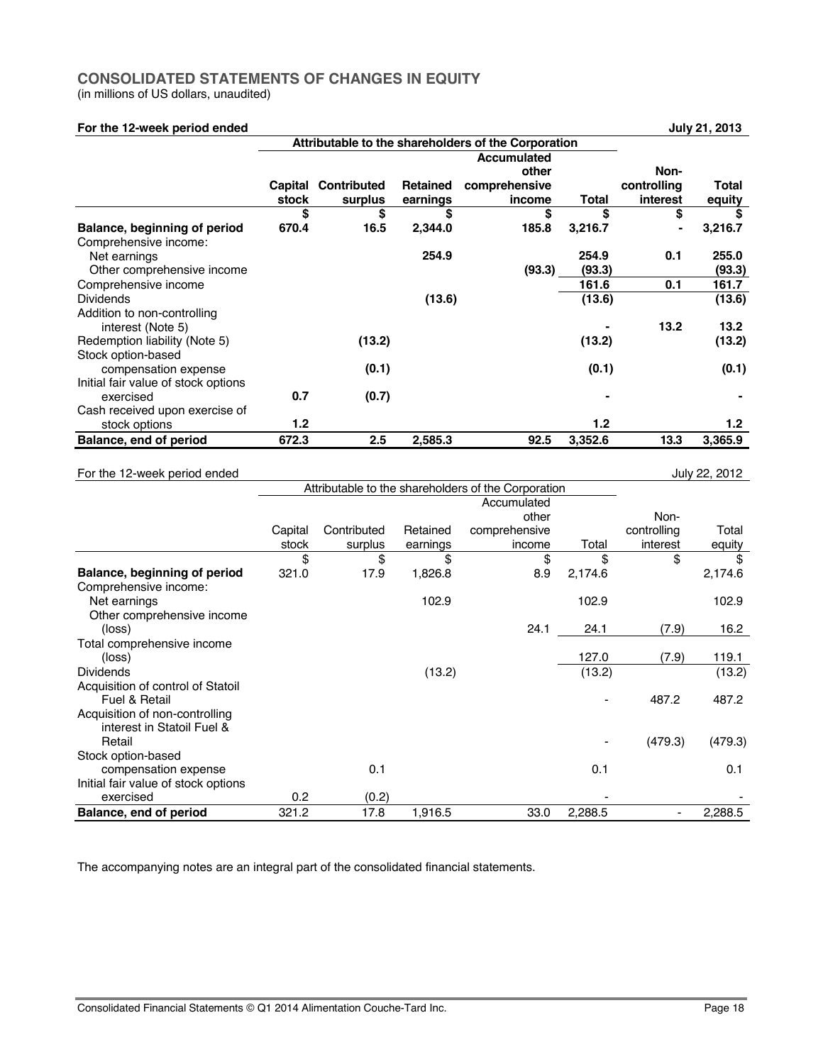## CONSOLIDATED STATEMENTS OF CHANGES IN EQUITY

(in millions of US dollars, unaudited)

**For the 12-week period ended** **July 21, 2013**

| | Attributable to the shareholders of the Corporation | | | | | | |
|---|---|---|---|---|---|---|---|
| | **Capital stock** | **Contributed surplus** | **Retained earnings** | **Accumulated other comprehensive income** | **Total** | **Non-controlling interest** | **Total equity** |
| | **$** | **$** | **$** | **$** | **$** | **$** | **$** |
| **Balance, beginning of period** | **670.4** | **16.5** | **2,344.0** | **185.8** | **3,216.7** | **-** | **3,216.7** |
| Comprehensive income: | | | | | | | |
| Net earnings | | | **254.9** | | **254.9** | **0.1** | **255.0** |
| Other comprehensive income | | | | **(93.3)** | **(93.3)** | | **(93.3)** |
| Comprehensive income | | | | | **161.6** | **0.1** | **161.7** |
| Dividends | | | **(13.6)** | | **(13.6)** | | **(13.6)** |
| Addition to non-controlling interest (Note 5) | | | | | **-** | **13.2** | **13.2** |
| Redemption liability (Note 5) | | **(13.2)** | | | **(13.2)** | | **(13.2)** |
| Stock option-based compensation expense | | **(0.1)** | | | **(0.1)** | | **(0.1)** |
| Initial fair value of stock options exercised | **0.7** | **(0.7)** | | | **-** | | **-** |
| Cash received upon exercise of stock options | **1.2** | | | | **1.2** | | **1.2** |
| **Balance, end of period** | **672.3** | **2.5** | **2,585.3** | **92.5** | **3,352.6** | **13.3** | **3,365.9** |

For the 12-week period ended July 22, 2012

| | Attributable to the shareholders of the Corporation | | | | | | |
|---|---|---|---|---|---|---|---|
| | Capital stock | Contributed surplus | Retained earnings | Accumulated other comprehensive income | Total | Non-controlling interest | Total equity |
| | $ | $ | $ | $ | $ | $ | $ |
| **Balance, beginning of period** | 321.0 | 17.9 | 1,826.8 | 8.9 | 2,174.6 | | 2,174.6 |
| Comprehensive income: | | | | | | | |
| Net earnings | | | 102.9 | | 102.9 | | 102.9 |
| Other comprehensive income (loss) | | | | 24.1 | 24.1 | (7.9) | 16.2 |
| Total comprehensive income (loss) | | | | | 127.0 | (7.9) | 119.1 |
| Dividends | | | (13.2) | | (13.2) | | (13.2) |
| Acquisition of control of Statoil Fuel & Retail | | | | | - | 487.2 | 487.2 |
| Acquisition of non-controlling interest in Statoil Fuel & Retail | | | | | - | (479.3) | (479.3) |
| Stock option-based compensation expense | | 0.1 | | | 0.1 | | 0.1 |
| Initial fair value of stock options exercised | 0.2 | (0.2) | | | - | | - |
| **Balance, end of period** | 321.2 | 17.8 | 1,916.5 | 33.0 | 2,288.5 | - | 2,288.5 |

The accompanying notes are an integral part of the consolidated financial statements.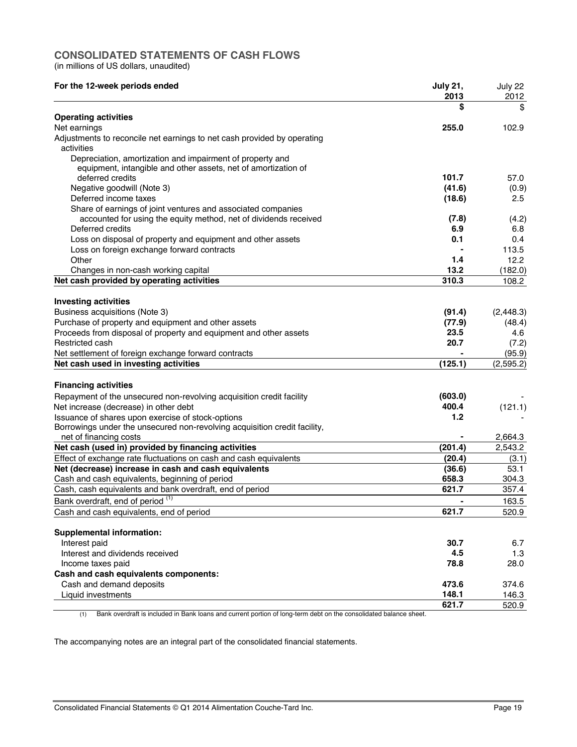## CONSOLIDATED STATEMENTS OF CASH FLOWS

(in millions of US dollars, unaudited)

| For the 12-week periods ended | July 21, 2013 | July 22 2012 |
|---|---|---|
| | $ | $ |
| **Operating activities** | | |
| Net earnings | **255.0** | 102.9 |
| Adjustments to reconcile net earnings to net cash provided by operating activities | | |
| Depreciation, amortization and impairment of property and equipment, intangible and other assets, net of amortization of deferred credits | **101.7** | 57.0 |
| Negative goodwill (Note 3) | **(41.6)** | (0.9) |
| Deferred income taxes | **(18.6)** | 2.5 |
| Share of earnings of joint ventures and associated companies accounted for using the equity method, net of dividends received | **(7.8)** | (4.2) |
| Deferred credits | **6.9** | 6.8 |
| Loss on disposal of property and equipment and other assets | **0.1** | 0.4 |
| Loss on foreign exchange forward contracts | **-** | 113.5 |
| Other | **1.4** | 12.2 |
| Changes in non-cash working capital | **13.2** | (182.0) |
| **Net cash provided by operating activities** | **310.3** | 108.2 |
| **Investing activities** | | |
| Business acquisitions (Note 3) | **(91.4)** | (2,448.3) |
| Purchase of property and equipment and other assets | **(77.9)** | (48.4) |
| Proceeds from disposal of property and equipment and other assets | **23.5** | 4.6 |
| Restricted cash | **20.7** | (7.2) |
| Net settlement of foreign exchange forward contracts | **-** | (95.9) |
| **Net cash used in investing activities** | **(125.1)** | (2,595.2) |
| **Financing activities** | | |
| Repayment of the unsecured non-revolving acquisition credit facility | **(603.0)** | - |
| Net increase (decrease) in other debt | **400.4** | (121.1) |
| Issuance of shares upon exercise of stock-options | **1.2** | - |
| Borrowings under the unsecured non-revolving acquisition credit facility, net of financing costs | **-** | 2,664.3 |
| **Net cash (used in) provided by financing activities** | **(201.4)** | 2,543.2 |
| Effect of exchange rate fluctuations on cash and cash equivalents | **(20.4)** | (3.1) |
| **Net (decrease) increase in cash and cash equivalents** | **(36.6)** | 53.1 |
| Cash and cash equivalents, beginning of period | **658.3** | 304.3 |
| Cash, cash equivalents and bank overdraft, end of period | **621.7** | 357.4 |
| Bank overdraft, end of period (1) | **-** | 163.5 |
| Cash and cash equivalents, end of period | **621.7** | 520.9 |
| **Supplemental information:** | | |
| Interest paid | **30.7** | 6.7 |
| Interest and dividends received | **4.5** | 1.3 |
| Income taxes paid | **78.8** | 28.0 |
| **Cash and cash equivalents components:** | | |
| Cash and demand deposits | **473.6** | 374.6 |
| Liquid investments | **148.1** | 146.3 |
| | **621.7** | 520.9 |

(1) Bank overdraft is included in Bank loans and current portion of long-term debt on the consolidated balance sheet.

The accompanying notes are an integral part of the consolidated financial statements.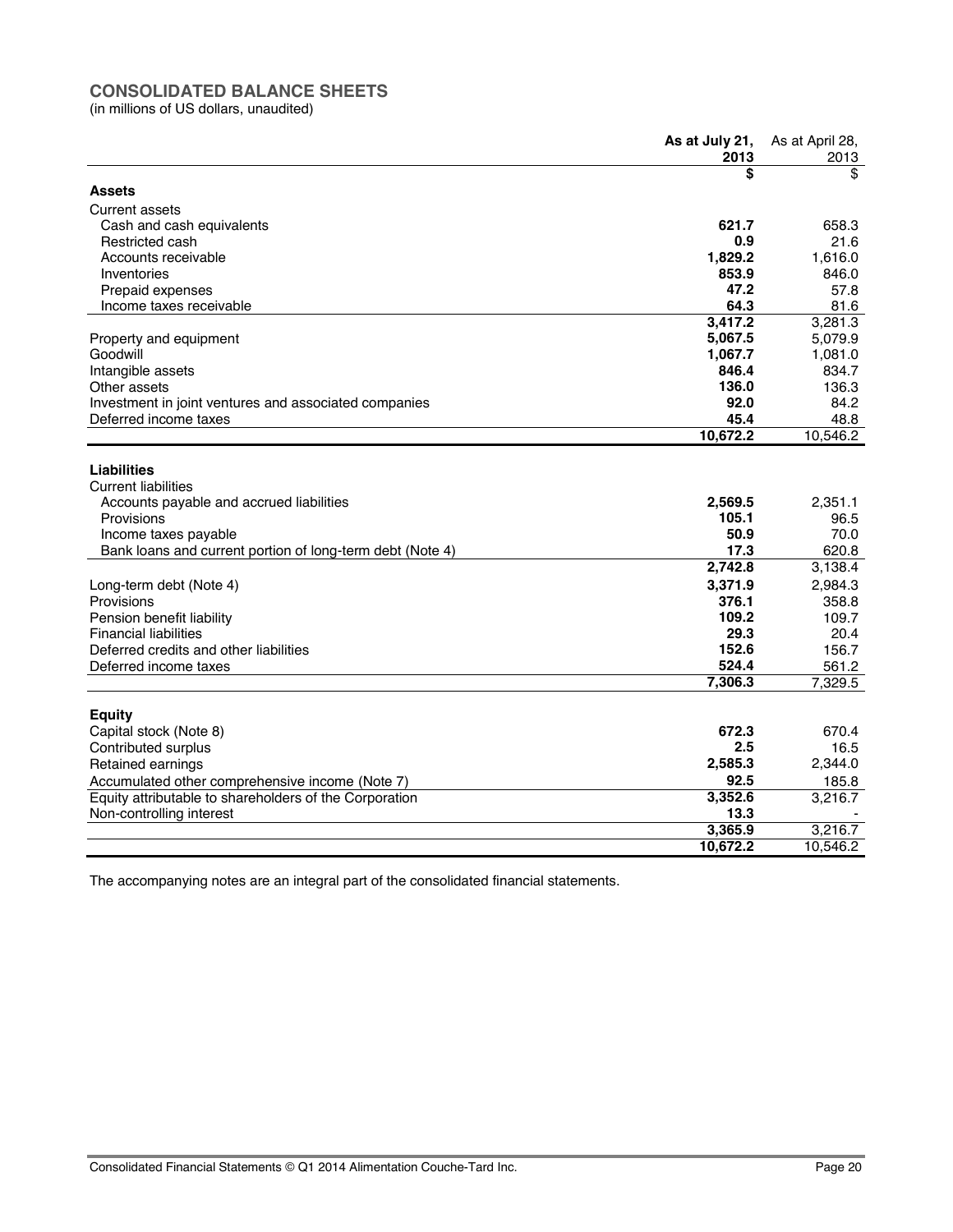## CONSOLIDATED BALANCE SHEETS

(in millions of US dollars, unaudited)

| | **As at July 21, 2013** | As at April 28, 2013 |
|---|---|---|
| | **$** | $ |
| **Assets** | | |
| Current assets | | |
| Cash and cash equivalents | **621.7** | 658.3 |
| Restricted cash | **0.9** | 21.6 |
| Accounts receivable | **1,829.2** | 1,616.0 |
| Inventories | **853.9** | 846.0 |
| Prepaid expenses | **47.2** | 57.8 |
| Income taxes receivable | **64.3** | 81.6 |
| | **3,417.2** | 3,281.3 |
| Property and equipment | **5,067.5** | 5,079.9 |
| Goodwill | **1,067.7** | 1,081.0 |
| Intangible assets | **846.4** | 834.7 |
| Other assets | **136.0** | 136.3 |
| Investment in joint ventures and associated companies | **92.0** | 84.2 |
| Deferred income taxes | **45.4** | 48.8 |
| | **10,672.2** | 10,546.2 |
| **Liabilities** | | |
| Current liabilities | | |
| Accounts payable and accrued liabilities | **2,569.5** | 2,351.1 |
| Provisions | **105.1** | 96.5 |
| Income taxes payable | **50.9** | 70.0 |
| Bank loans and current portion of long-term debt (Note 4) | **17.3** | 620.8 |
| | **2,742.8** | 3,138.4 |
| Long-term debt (Note 4) | **3,371.9** | 2,984.3 |
| Provisions | **376.1** | 358.8 |
| Pension benefit liability | **109.2** | 109.7 |
| Financial liabilities | **29.3** | 20.4 |
| Deferred credits and other liabilities | **152.6** | 156.7 |
| Deferred income taxes | **524.4** | 561.2 |
| | **7,306.3** | 7,329.5 |
| **Equity** | | |
| Capital stock (Note 8) | **672.3** | 670.4 |
| Contributed surplus | **2.5** | 16.5 |
| Retained earnings | **2,585.3** | 2,344.0 |
| Accumulated other comprehensive income (Note 7) | **92.5** | 185.8 |
| Equity attributable to shareholders of the Corporation | **3,352.6** | 3,216.7 |
| Non-controlling interest | **13.3** | - |
| | **3,365.9** | 3,216.7 |
| | **10,672.2** | 10,546.2 |

The accompanying notes are an integral part of the consolidated financial statements.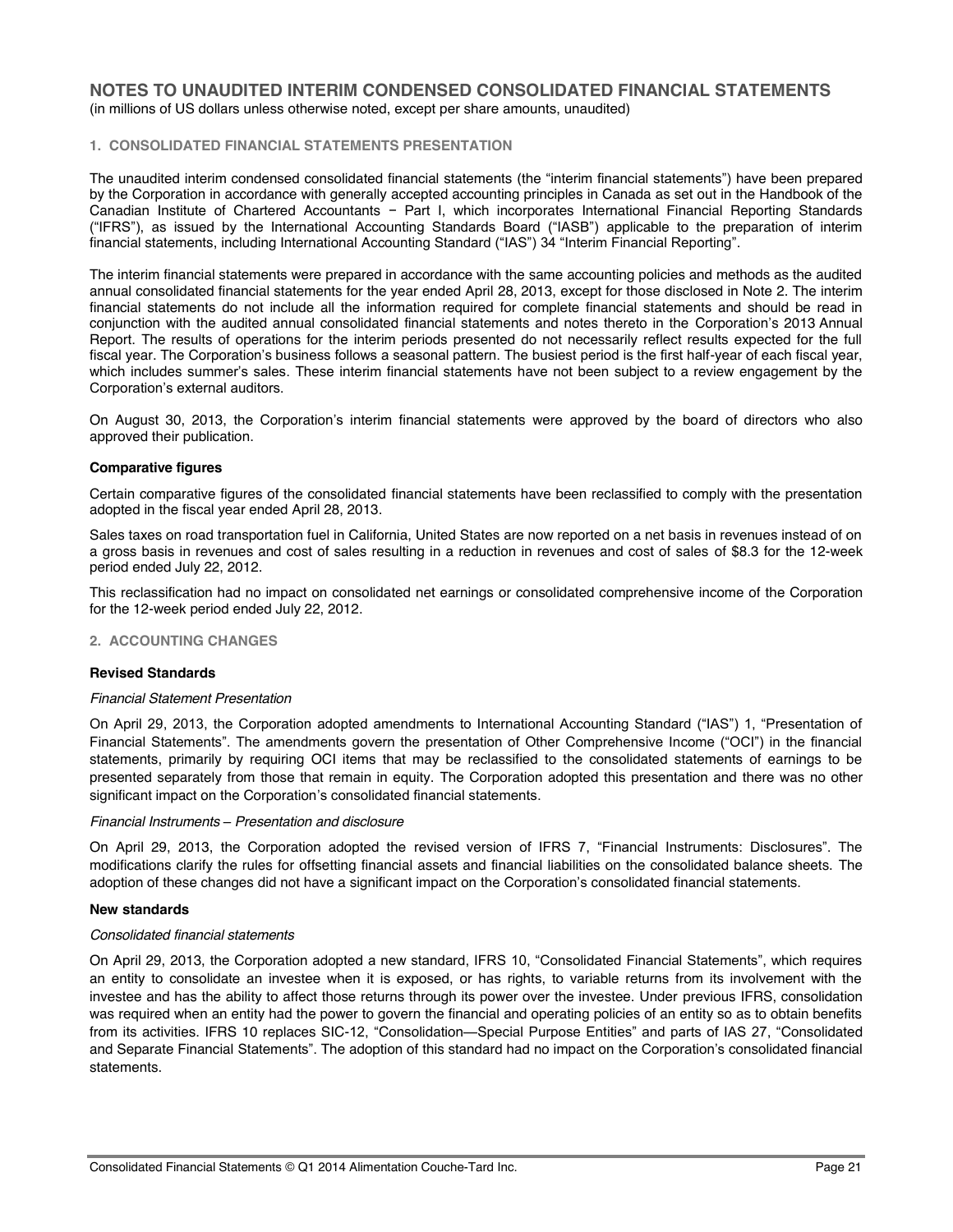# NOTES TO UNAUDITED INTERIM CONDENSED CONSOLIDATED FINANCIAL STATEMENTS

(in millions of US dollars unless otherwise noted, except per share amounts, unaudited)

## 1. CONSOLIDATED FINANCIAL STATEMENTS PRESENTATION

The unaudited interim condensed consolidated financial statements (the "interim financial statements") have been prepared by the Corporation in accordance with generally accepted accounting principles in Canada as set out in the Handbook of the Canadian Institute of Chartered Accountants − Part I, which incorporates International Financial Reporting Standards ("IFRS"), as issued by the International Accounting Standards Board ("IASB") applicable to the preparation of interim financial statements, including International Accounting Standard ("IAS") 34 "Interim Financial Reporting".

The interim financial statements were prepared in accordance with the same accounting policies and methods as the audited annual consolidated financial statements for the year ended April 28, 2013, except for those disclosed in Note 2. The interim financial statements do not include all the information required for complete financial statements and should be read in conjunction with the audited annual consolidated financial statements and notes thereto in the Corporation's 2013 Annual Report. The results of operations for the interim periods presented do not necessarily reflect results expected for the full fiscal year. The Corporation's business follows a seasonal pattern. The busiest period is the first half-year of each fiscal year, which includes summer's sales. These interim financial statements have not been subject to a review engagement by the Corporation's external auditors.

On August 30, 2013, the Corporation's interim financial statements were approved by the board of directors who also approved their publication.

### Comparative figures

Certain comparative figures of the consolidated financial statements have been reclassified to comply with the presentation adopted in the fiscal year ended April 28, 2013.

Sales taxes on road transportation fuel in California, United States are now reported on a net basis in revenues instead of on a gross basis in revenues and cost of sales resulting in a reduction in revenues and cost of sales of $8.3 for the 12-week period ended July 22, 2012.

This reclassification had no impact on consolidated net earnings or consolidated comprehensive income of the Corporation for the 12-week period ended July 22, 2012.

## 2. ACCOUNTING CHANGES

### Revised Standards

*Financial Statement Presentation*

On April 29, 2013, the Corporation adopted amendments to International Accounting Standard ("IAS") 1, "Presentation of Financial Statements". The amendments govern the presentation of Other Comprehensive Income ("OCI") in the financial statements, primarily by requiring OCI items that may be reclassified to the consolidated statements of earnings to be presented separately from those that remain in equity. The Corporation adopted this presentation and there was no other significant impact on the Corporation's consolidated financial statements.

*Financial Instruments – Presentation and disclosure*

On April 29, 2013, the Corporation adopted the revised version of IFRS 7, "Financial Instruments: Disclosures". The modifications clarify the rules for offsetting financial assets and financial liabilities on the consolidated balance sheets. The adoption of these changes did not have a significant impact on the Corporation's consolidated financial statements.

### New standards

*Consolidated financial statements*

On April 29, 2013, the Corporation adopted a new standard, IFRS 10, "Consolidated Financial Statements", which requires an entity to consolidate an investee when it is exposed, or has rights, to variable returns from its involvement with the investee and has the ability to affect those returns through its power over the investee. Under previous IFRS, consolidation was required when an entity had the power to govern the financial and operating policies of an entity so as to obtain benefits from its activities. IFRS 10 replaces SIC-12, "Consolidation—Special Purpose Entities" and parts of IAS 27, "Consolidated and Separate Financial Statements". The adoption of this standard had no impact on the Corporation's consolidated financial statements.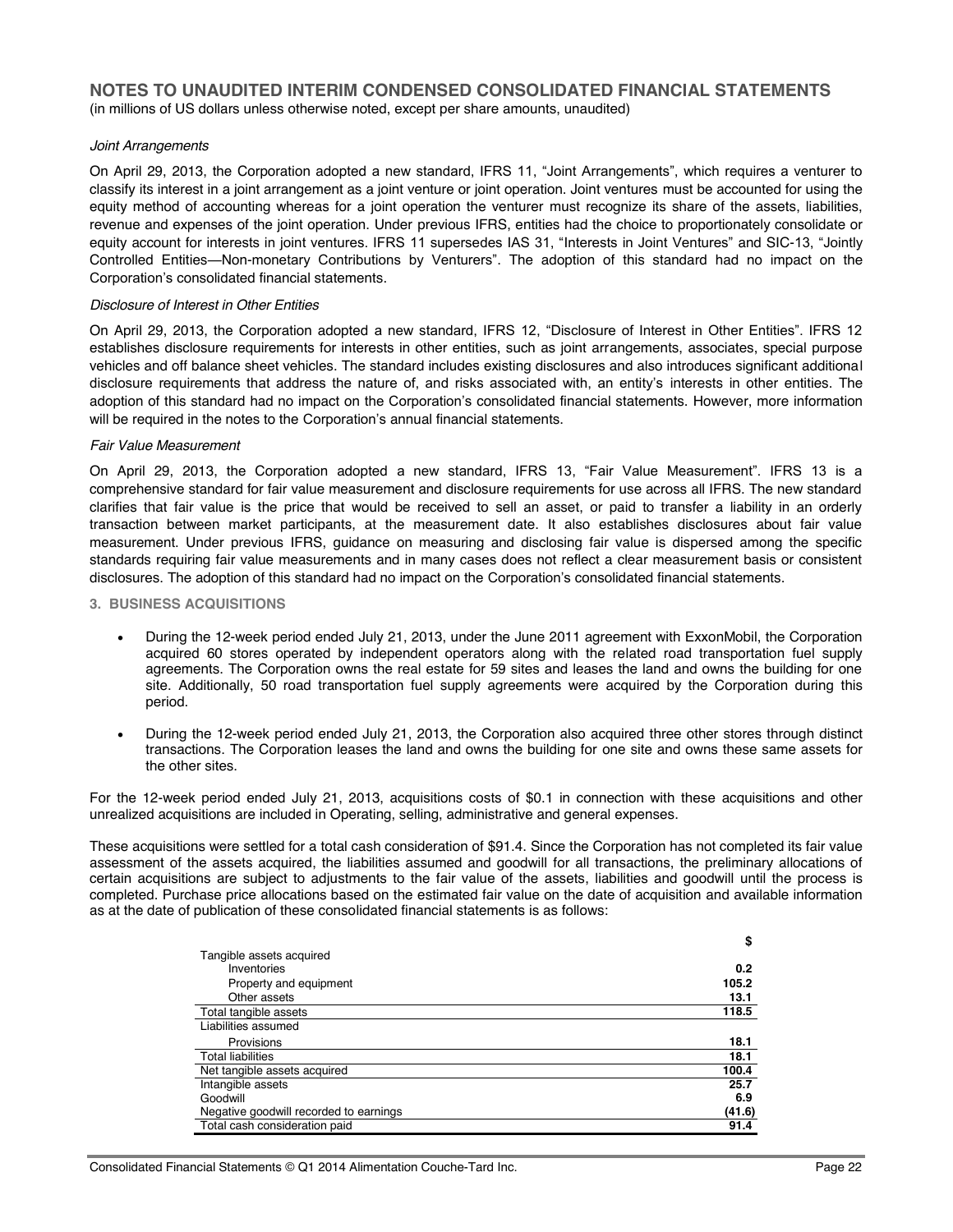## NOTES TO UNAUDITED INTERIM CONDENSED CONSOLIDATED FINANCIAL STATEMENTS

(in millions of US dollars unless otherwise noted, except per share amounts, unaudited)

*Joint Arrangements*

On April 29, 2013, the Corporation adopted a new standard, IFRS 11, "Joint Arrangements", which requires a venturer to classify its interest in a joint arrangement as a joint venture or joint operation. Joint ventures must be accounted for using the equity method of accounting whereas for a joint operation the venturer must recognize its share of the assets, liabilities, revenue and expenses of the joint operation. Under previous IFRS, entities had the choice to proportionately consolidate or equity account for interests in joint ventures. IFRS 11 supersedes IAS 31, "Interests in Joint Ventures" and SIC-13, "Jointly Controlled Entities—Non-monetary Contributions by Venturers". The adoption of this standard had no impact on the Corporation's consolidated financial statements.

*Disclosure of Interest in Other Entities*

On April 29, 2013, the Corporation adopted a new standard, IFRS 12, "Disclosure of Interest in Other Entities". IFRS 12 establishes disclosure requirements for interests in other entities, such as joint arrangements, associates, special purpose vehicles and off balance sheet vehicles. The standard includes existing disclosures and also introduces significant additional disclosure requirements that address the nature of, and risks associated with, an entity's interests in other entities. The adoption of this standard had no impact on the Corporation's consolidated financial statements. However, more information will be required in the notes to the Corporation's annual financial statements.

*Fair Value Measurement*

On April 29, 2013, the Corporation adopted a new standard, IFRS 13, "Fair Value Measurement". IFRS 13 is a comprehensive standard for fair value measurement and disclosure requirements for use across all IFRS. The new standard clarifies that fair value is the price that would be received to sell an asset, or paid to transfer a liability in an orderly transaction between market participants, at the measurement date. It also establishes disclosures about fair value measurement. Under previous IFRS, guidance on measuring and disclosing fair value is dispersed among the specific standards requiring fair value measurements and in many cases does not reflect a clear measurement basis or consistent disclosures. The adoption of this standard had no impact on the Corporation's consolidated financial statements.

### 3. BUSINESS ACQUISITIONS

- During the 12-week period ended July 21, 2013, under the June 2011 agreement with ExxonMobil, the Corporation acquired 60 stores operated by independent operators along with the related road transportation fuel supply agreements. The Corporation owns the real estate for 59 sites and leases the land and owns the building for one site. Additionally, 50 road transportation fuel supply agreements were acquired by the Corporation during this period.
- During the 12-week period ended July 21, 2013, the Corporation also acquired three other stores through distinct transactions. The Corporation leases the land and owns the building for one site and owns these same assets for the other sites.

For the 12-week period ended July 21, 2013, acquisitions costs of $0.1 in connection with these acquisitions and other unrealized acquisitions are included in Operating, selling, administrative and general expenses.

These acquisitions were settled for a total cash consideration of $91.4. Since the Corporation has not completed its fair value assessment of the assets acquired, the liabilities assumed and goodwill for all transactions, the preliminary allocations of certain acquisitions are subject to adjustments to the fair value of the assets, liabilities and goodwill until the process is completed. Purchase price allocations based on the estimated fair value on the date of acquisition and available information as at the date of publication of these consolidated financial statements is as follows:

| | $ |
|---|---|
| Tangible assets acquired | |
| Inventories | **0.2** |
| Property and equipment | **105.2** |
| Other assets | **13.1** |
| Total tangible assets | **118.5** |
| Liabilities assumed | |
| Provisions | **18.1** |
| Total liabilities | **18.1** |
| Net tangible assets acquired | **100.4** |
| Intangible assets | **25.7** |
| Goodwill | **6.9** |
| Negative goodwill recorded to earnings | **(41.6)** |
| Total cash consideration paid | **91.4** |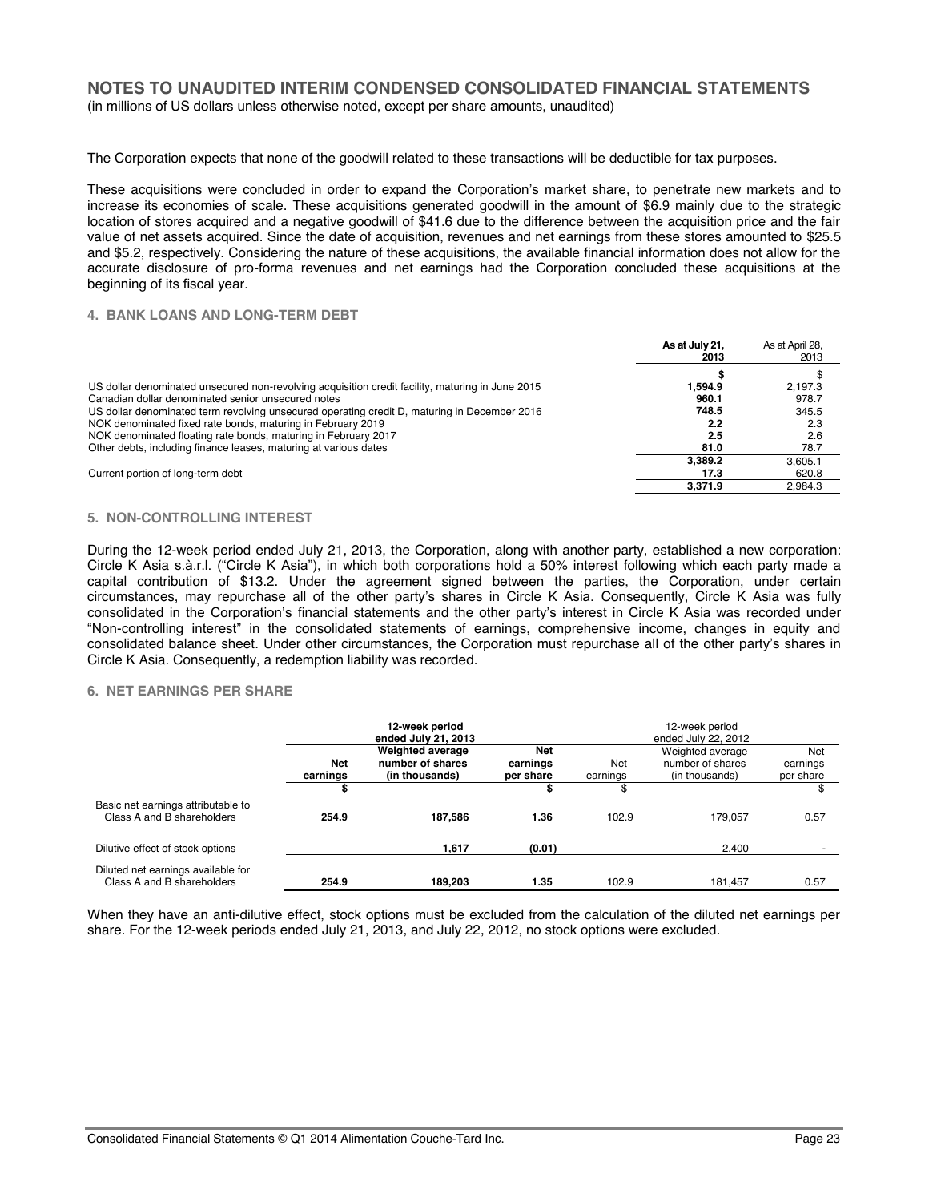# NOTES TO UNAUDITED INTERIM CONDENSED CONSOLIDATED FINANCIAL STATEMENTS

(in millions of US dollars unless otherwise noted, except per share amounts, unaudited)

The Corporation expects that none of the goodwill related to these transactions will be deductible for tax purposes.

These acquisitions were concluded in order to expand the Corporation's market share, to penetrate new markets and to increase its economies of scale. These acquisitions generated goodwill in the amount of $6.9 mainly due to the strategic location of stores acquired and a negative goodwill of $41.6 due to the difference between the acquisition price and the fair value of net assets acquired. Since the date of acquisition, revenues and net earnings from these stores amounted to $25.5 and $5.2, respectively. Considering the nature of these acquisitions, the available financial information does not allow for the accurate disclosure of pro-forma revenues and net earnings had the Corporation concluded these acquisitions at the beginning of its fiscal year.

## 4. BANK LOANS AND LONG-TERM DEBT

| | **As at July 21, 2013** | As at April 28, 2013 |
|---|---|---|
| | **$** | $ |
| US dollar denominated unsecured non-revolving acquisition credit facility, maturing in June 2015 | **1,594.9** | 2,197.3 |
| Canadian dollar denominated senior unsecured notes | **960.1** | 978.7 |
| US dollar denominated term revolving unsecured operating credit D, maturing in December 2016 | **748.5** | 345.5 |
| NOK denominated fixed rate bonds, maturing in February 2019 | **2.2** | 2.3 |
| NOK denominated floating rate bonds, maturing in February 2017 | **2.5** | 2.6 |
| Other debts, including finance leases, maturing at various dates | **81.0** | 78.7 |
| | **3,389.2** | 3,605.1 |
| Current portion of long-term debt | **17.3** | 620.8 |
| | **3,371.9** | 2,984.3 |

## 5. NON-CONTROLLING INTEREST

During the 12-week period ended July 21, 2013, the Corporation, along with another party, established a new corporation: Circle K Asia s.à.r.l. ("Circle K Asia"), in which both corporations hold a 50% interest following which each party made a capital contribution of $13.2. Under the agreement signed between the parties, the Corporation, under certain circumstances, may repurchase all of the other party's shares in Circle K Asia. Consequently, Circle K Asia was fully consolidated in the Corporation's financial statements and the other party's interest in Circle K Asia was recorded under "Non-controlling interest" in the consolidated statements of earnings, comprehensive income, changes in equity and consolidated balance sheet. Under other circumstances, the Corporation must repurchase all of the other party's shares in Circle K Asia. Consequently, a redemption liability was recorded.

## 6. NET EARNINGS PER SHARE

| | | **12-week period ended July 21, 2013** | | | 12-week period ended July 22, 2012 | |
|---|---|---|---|---|---|---|
| | **Net earnings** | **Weighted average number of shares (in thousands)** | **Net earnings per share** | Net earnings | Weighted average number of shares (in thousands) | Net earnings per share |
| | **$** | | **$** | $ | | $ |
| Basic net earnings attributable to Class A and B shareholders | **254.9** | **187,586** | **1.36** | 102.9 | 179,057 | 0.57 |
| Dilutive effect of stock options | | **1,617** | **(0.01)** | | 2,400 | - |
| Diluted net earnings available for Class A and B shareholders | **254.9** | **189,203** | **1.35** | 102.9 | 181,457 | 0.57 |

When they have an anti-dilutive effect, stock options must be excluded from the calculation of the diluted net earnings per share. For the 12-week periods ended July 21, 2013, and July 22, 2012, no stock options were excluded.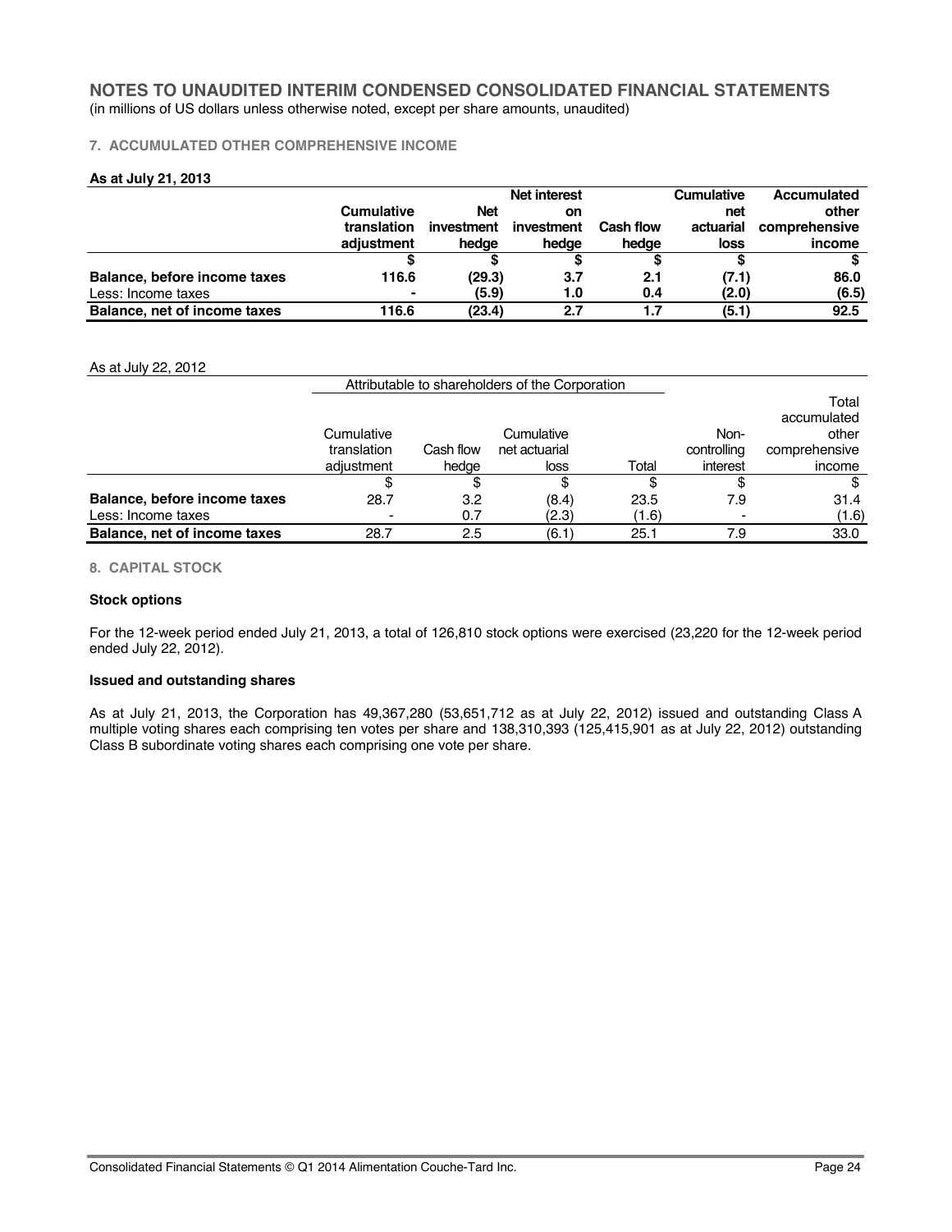# NOTES TO UNAUDITED INTERIM CONDENSED CONSOLIDATED FINANCIAL STATEMENTS

(in millions of US dollars unless otherwise noted, except per share amounts, unaudited)

## 7. ACCUMULATED OTHER COMPREHENSIVE INCOME

**As at July 21, 2013**

| | Cumulative translation adjustment | Net investment hedge | Net interest on investment hedge | Cash flow hedge | Cumulative net actuarial loss | Accumulated other comprehensive income |
|---|---|---|---|---|---|---|
| | $ | $ | $ | $ | $ | $ |
| **Balance, before income taxes** | **116.6** | **(29.3)** | **3.7** | **2.1** | **(7.1)** | **86.0** |
| Less: Income taxes | **-** | **(5.9)** | **1.0** | **0.4** | **(2.0)** | **(6.5)** |
| **Balance, net of income taxes** | **116.6** | **(23.4)** | **2.7** | **1.7** | **(5.1)** | **92.5** |

As at July 22, 2012

| | Attributable to shareholders of the Corporation | | | | | |
|---|---|---|---|---|---|---|
| | Cumulative translation adjustment | Cash flow hedge | Cumulative net actuarial loss | Total | Non-controlling interest | Total accumulated other comprehensive income |
| | $ | $ | $ | $ | $ | $ |
| **Balance, before income taxes** | 28.7 | 3.2 | (8.4) | 23.5 | 7.9 | 31.4 |
| Less: Income taxes | - | 0.7 | (2.3) | (1.6) | - | (1.6) |
| **Balance, net of income taxes** | 28.7 | 2.5 | (6.1) | 25.1 | 7.9 | 33.0 |

## 8. CAPITAL STOCK

### Stock options

For the 12-week period ended July 21, 2013, a total of 126,810 stock options were exercised (23,220 for the 12-week period ended July 22, 2012).

### Issued and outstanding shares

As at July 21, 2013, the Corporation has 49,367,280 (53,651,712 as at July 22, 2012) issued and outstanding Class A multiple voting shares each comprising ten votes per share and 138,310,393 (125,415,901 as at July 22, 2012) outstanding Class B subordinate voting shares each comprising one vote per share.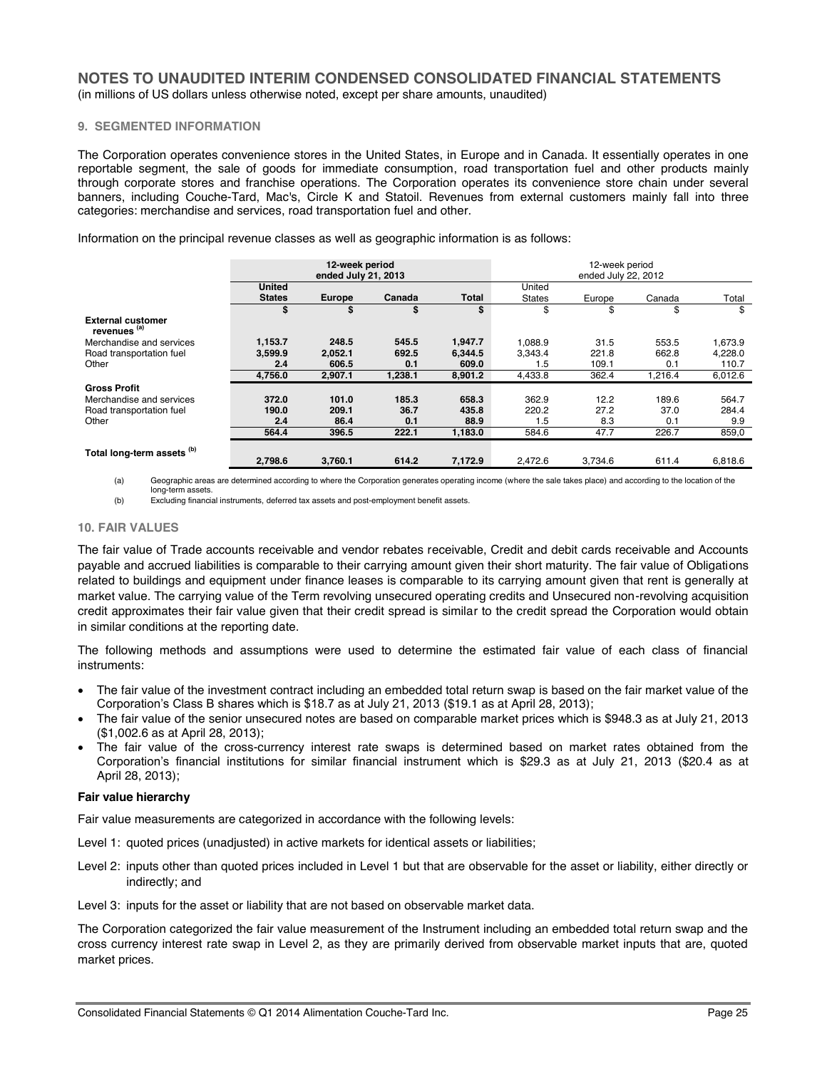# NOTES TO UNAUDITED INTERIM CONDENSED CONSOLIDATED FINANCIAL STATEMENTS

(in millions of US dollars unless otherwise noted, except per share amounts, unaudited)

## 9. SEGMENTED INFORMATION

The Corporation operates convenience stores in the United States, in Europe and in Canada. It essentially operates in one reportable segment, the sale of goods for immediate consumption, road transportation fuel and other products mainly through corporate stores and franchise operations. The Corporation operates its convenience store chain under several banners, including Couche-Tard, Mac's, Circle K and Statoil. Revenues from external customers mainly fall into three categories: merchandise and services, road transportation fuel and other.

Information on the principal revenue classes as well as geographic information is as follows:

| | **12-week period ended July 21, 2013** | | | | 12-week period ended July 22, 2012 | | | |
|---|---|---|---|---|---|---|---|---|
| | **United States** | **Europe** | **Canada** | **Total** | United States | Europe | Canada | Total |
| | **$** | **$** | **$** | **$** | $ | $ | $ | $ |
| **External customer revenues [(a)]** | | | | | | | | |
| Merchandise and services | **1,153.7** | **248.5** | **545.5** | **1,947.7** | 1,088.9 | 31.5 | 553.5 | 1,673.9 |
| Road transportation fuel | **3,599.9** | **2,052.1** | **692.5** | **6,344.5** | 3,343.4 | 221.8 | 662.8 | 4,228.0 |
| Other | **2.4** | **606.5** | **0.1** | **609.0** | 1.5 | 109.1 | 0.1 | 110.7 |
| | **4,756.0** | **2,907.1** | **1,238.1** | **8,901.2** | 4,433.8 | 362.4 | 1,216.4 | 6,012.6 |
| **Gross Profit** | | | | | | | | |
| Merchandise and services | **372.0** | **101.0** | **185.3** | **658.3** | 362.9 | 12.2 | 189.6 | 564.7 |
| Road transportation fuel | **190.0** | **209.1** | **36.7** | **435.8** | 220.2 | 27.2 | 37.0 | 284.4 |
| Other | **2.4** | **86.4** | **0.1** | **88.9** | 1.5 | 8.3 | 0.1 | 9.9 |
| | **564.4** | **396.5** | **222.1** | **1,183.0** | 584.6 | 47.7 | 226.7 | 859,0 |
| **Total long-term assets [(b)]** | **2,798.6** | **3,760.1** | **614.2** | **7,172.9** | 2,472.6 | 3,734.6 | 611.4 | 6,818.6 |

(a) Geographic areas are determined according to where the Corporation generates operating income (where the sale takes place) and according to the location of the long-term assets.

(b) Excluding financial instruments, deferred tax assets and post-employment benefit assets.

## 10. FAIR VALUES

The fair value of Trade accounts receivable and vendor rebates receivable, Credit and debit cards receivable and Accounts payable and accrued liabilities is comparable to their carrying amount given their short maturity. The fair value of Obligations related to buildings and equipment under finance leases is comparable to its carrying amount given that rent is generally at market value. The carrying value of the Term revolving unsecured operating credits and Unsecured non-revolving acquisition credit approximates their fair value given that their credit spread is similar to the credit spread the Corporation would obtain in similar conditions at the reporting date.

The following methods and assumptions were used to determine the estimated fair value of each class of financial instruments:

- The fair value of the investment contract including an embedded total return swap is based on the fair market value of the Corporation's Class B shares which is $18.7 as at July 21, 2013 ($19.1 as at April 28, 2013);
- The fair value of the senior unsecured notes are based on comparable market prices which is $948.3 as at July 21, 2013 ($1,002.6 as at April 28, 2013);
- The fair value of the cross-currency interest rate swaps is determined based on market rates obtained from the Corporation's financial institutions for similar financial instrument which is $29.3 as at July 21, 2013 ($20.4 as at April 28, 2013);

**Fair value hierarchy**

Fair value measurements are categorized in accordance with the following levels:

Level 1: quoted prices (unadjusted) in active markets for identical assets or liabilities;

Level 2: inputs other than quoted prices included in Level 1 but that are observable for the asset or liability, either directly or indirectly; and

Level 3: inputs for the asset or liability that are not based on observable market data.

The Corporation categorized the fair value measurement of the Instrument including an embedded total return swap and the cross currency interest rate swap in Level 2, as they are primarily derived from observable market inputs that are, quoted market prices.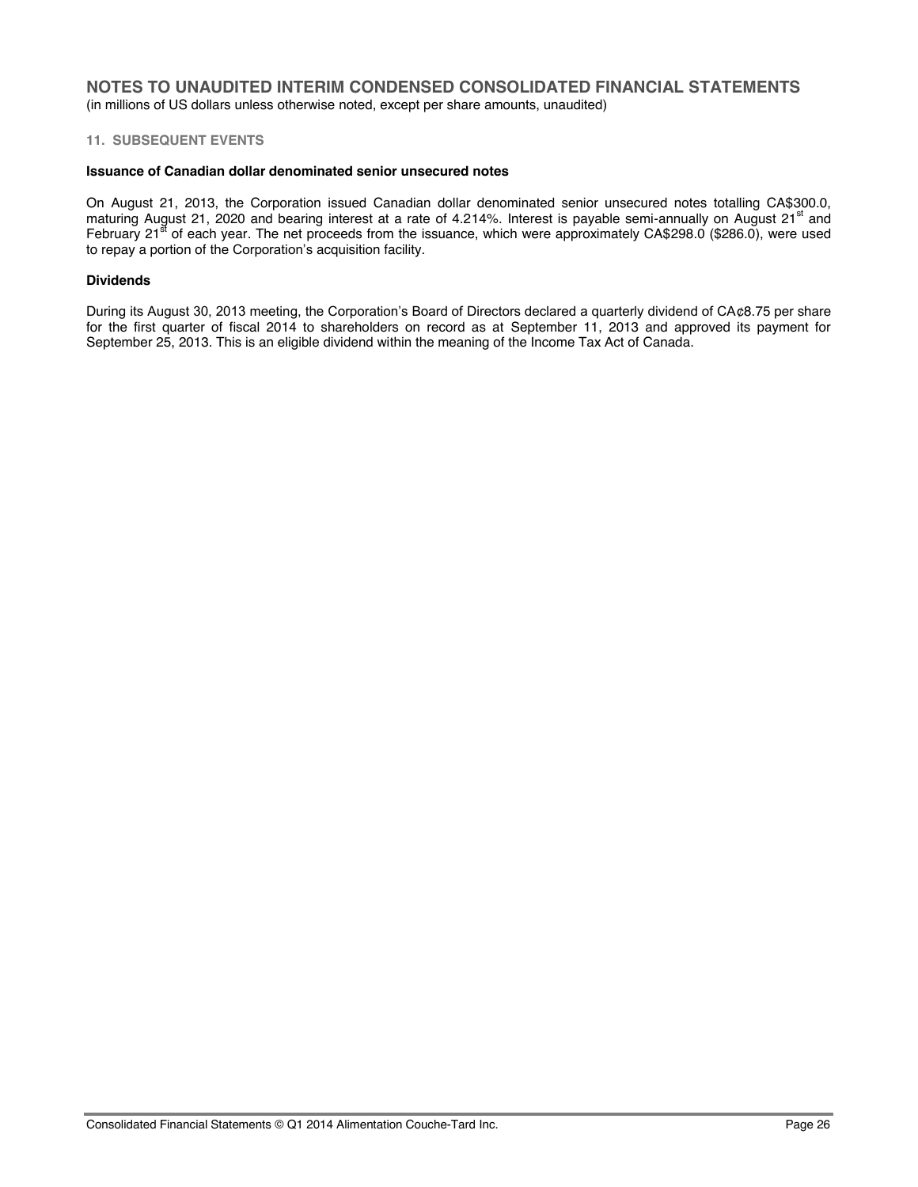# NOTES TO UNAUDITED INTERIM CONDENSED CONSOLIDATED FINANCIAL STATEMENTS

(in millions of US dollars unless otherwise noted, except per share amounts, unaudited)

## 11. SUBSEQUENT EVENTS

**Issuance of Canadian dollar denominated senior unsecured notes**

On August 21, 2013, the Corporation issued Canadian dollar denominated senior unsecured notes totalling CA$300.0, maturing August 21, 2020 and bearing interest at a rate of 4.214%. Interest is payable semi-annually on August 21st and February 21st of each year. The net proceeds from the issuance, which were approximately CA$298.0 ($286.0), were used to repay a portion of the Corporation's acquisition facility.

**Dividends**

During its August 30, 2013 meeting, the Corporation's Board of Directors declared a quarterly dividend of CA¢8.75 per share for the first quarter of fiscal 2014 to shareholders on record as at September 11, 2013 and approved its payment for September 25, 2013. This is an eligible dividend within the meaning of the Income Tax Act of Canada.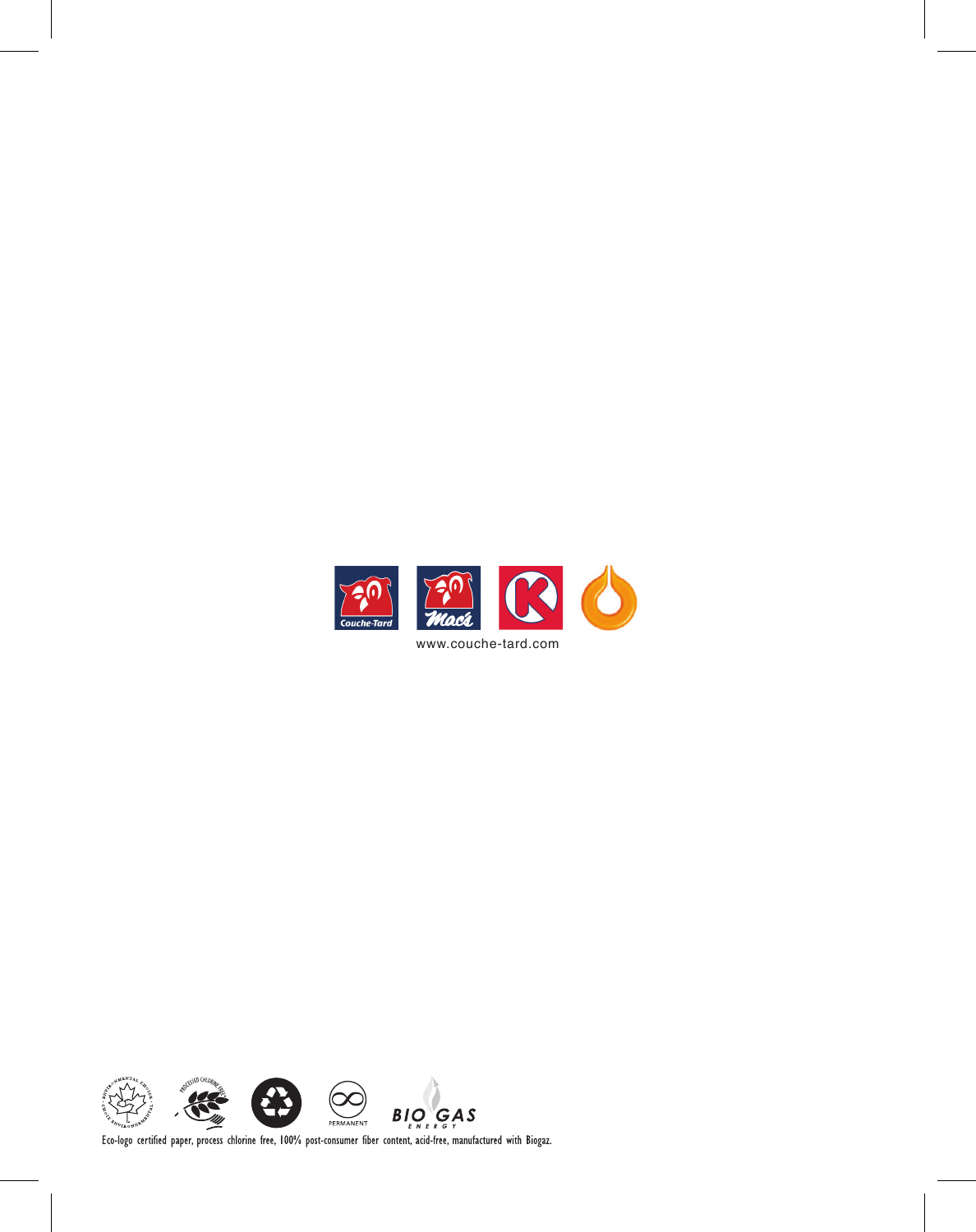www.couche-tard.com

Eco-logo certified paper, process chlorine free, 100% post-consumer fiber content, acid-free, manufactured with Biogaz.